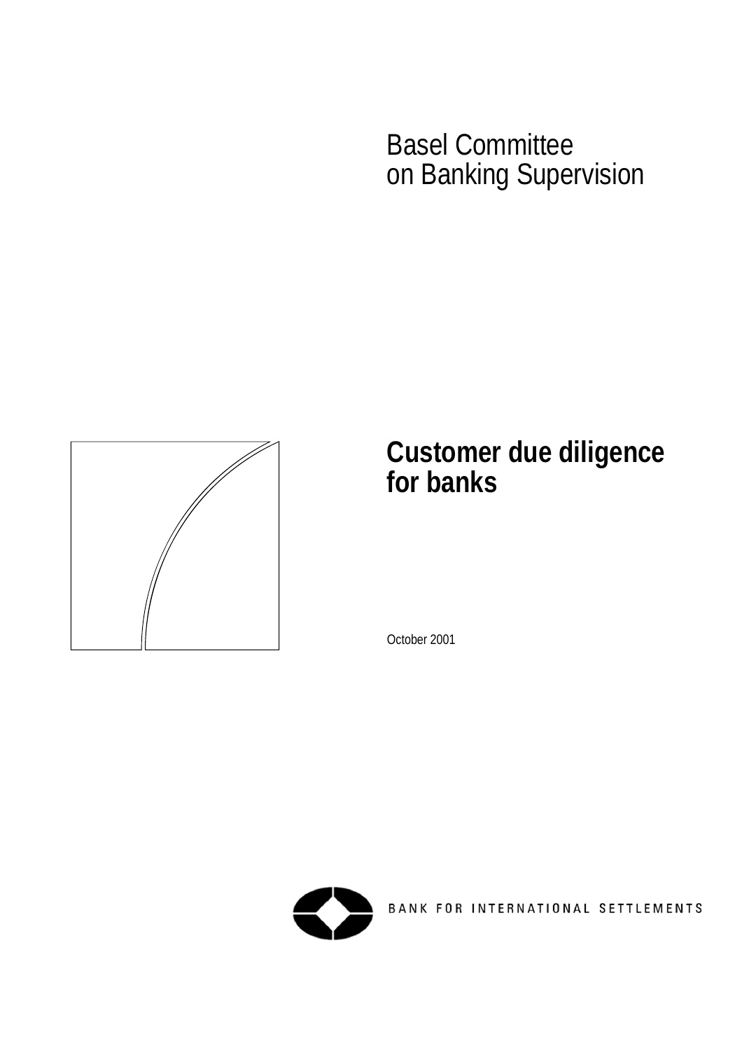Basel Committee
on Banking Supervision

# Customer due diligence for banks

October 2001

BANK FOR INTERNATIONAL SETTLEMENTS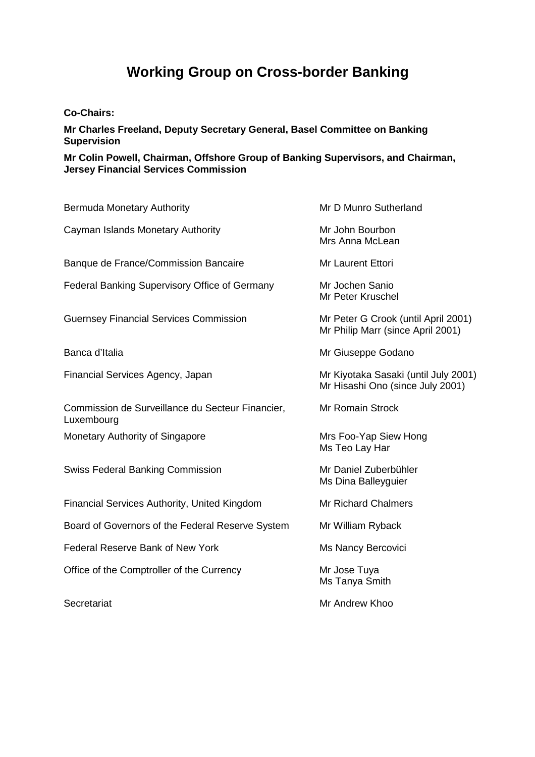# Working Group on Cross-border Banking

**Co-Chairs:**

**Mr Charles Freeland, Deputy Secretary General, Basel Committee on Banking Supervision**

**Mr Colin Powell, Chairman, Offshore Group of Banking Supervisors, and Chairman, Jersey Financial Services Commission**

| | |
|---|---|
| Bermuda Monetary Authority | Mr D Munro Sutherland |
| Cayman Islands Monetary Authority | Mr John Bourbon<br>Mrs Anna McLean |
| Banque de France/Commission Bancaire | Mr Laurent Ettori |
| Federal Banking Supervisory Office of Germany | Mr Jochen Sanio<br>Mr Peter Kruschel |
| Guernsey Financial Services Commission | Mr Peter G Crook (until April 2001)<br>Mr Philip Marr (since April 2001) |
| Banca d'Italia | Mr Giuseppe Godano |
| Financial Services Agency, Japan | Mr Kiyotaka Sasaki (until July 2001)<br>Mr Hisashi Ono (since July 2001) |
| Commission de Surveillance du Secteur Financier, Luxembourg | Mr Romain Strock |
| Monetary Authority of Singapore | Mrs Foo-Yap Siew Hong<br>Ms Teo Lay Har |
| Swiss Federal Banking Commission | Mr Daniel Zuberbühler<br>Ms Dina Balleyguier |
| Financial Services Authority, United Kingdom | Mr Richard Chalmers |
| Board of Governors of the Federal Reserve System | Mr William Ryback |
| Federal Reserve Bank of New York | Ms Nancy Bercovici |
| Office of the Comptroller of the Currency | Mr Jose Tuya<br>Ms Tanya Smith |
| Secretariat | Mr Andrew Khoo |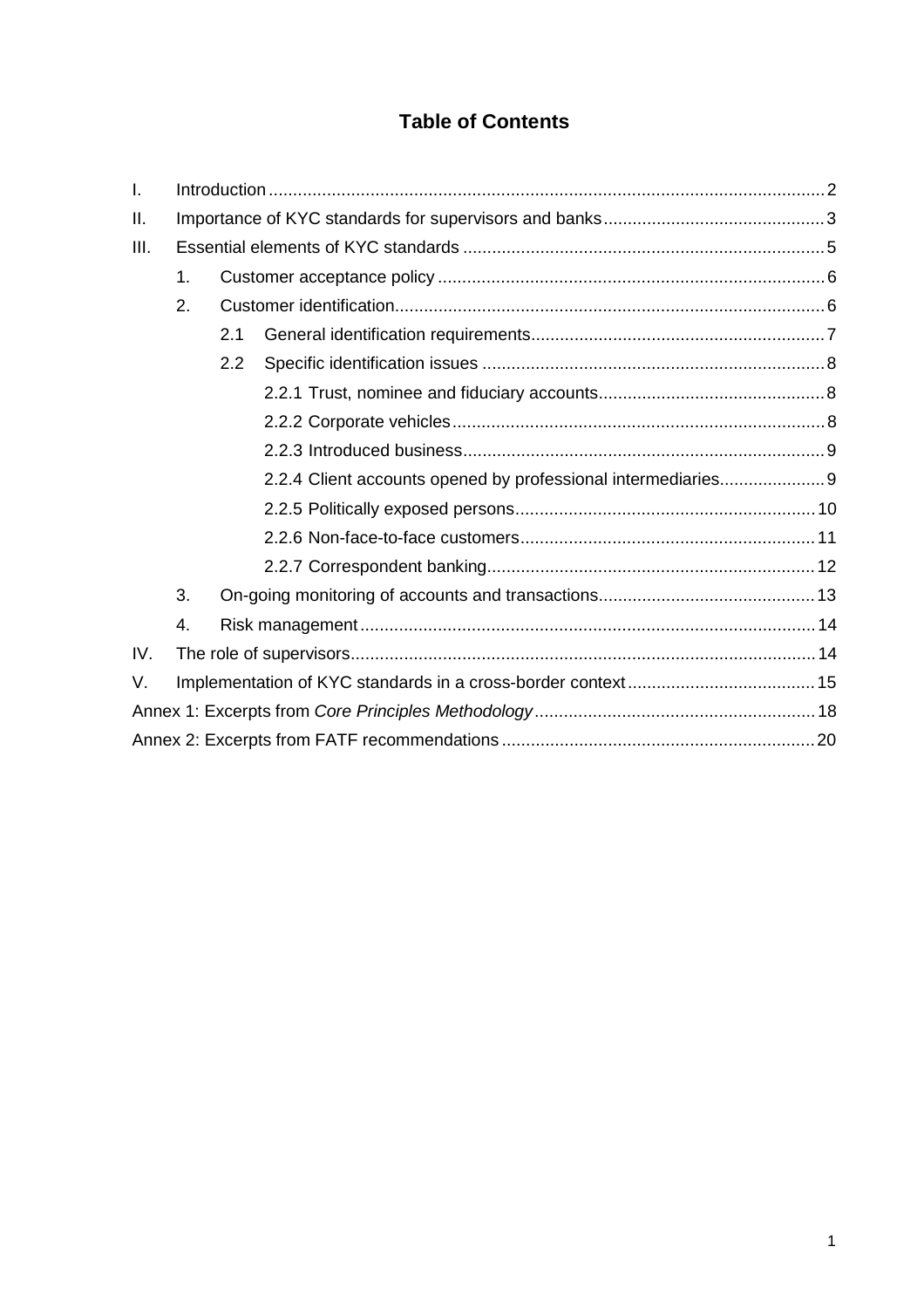# Table of Contents

I. Introduction ... 2

II. Importance of KYC standards for supervisors and banks ... 3

III. Essential elements of KYC standards ... 5

- 1. Customer acceptance policy ... 6
- 2. Customer identification ... 6
  - 2.1 General identification requirements ... 7
  - 2.2 Specific identification issues ... 8
    - 2.2.1 Trust, nominee and fiduciary accounts ... 8
    - 2.2.2 Corporate vehicles ... 8
    - 2.2.3 Introduced business ... 9
    - 2.2.4 Client accounts opened by professional intermediaries ... 9
    - 2.2.5 Politically exposed persons ... 10
    - 2.2.6 Non-face-to-face customers ... 11
    - 2.2.7 Correspondent banking ... 12
- 3. On-going monitoring of accounts and transactions ... 13
- 4. Risk management ... 14

IV. The role of supervisors ... 14

V. Implementation of KYC standards in a cross-border context ... 15

Annex 1: Excerpts from *Core Principles Methodology* ... 18

Annex 2: Excerpts from FATF recommendations ... 20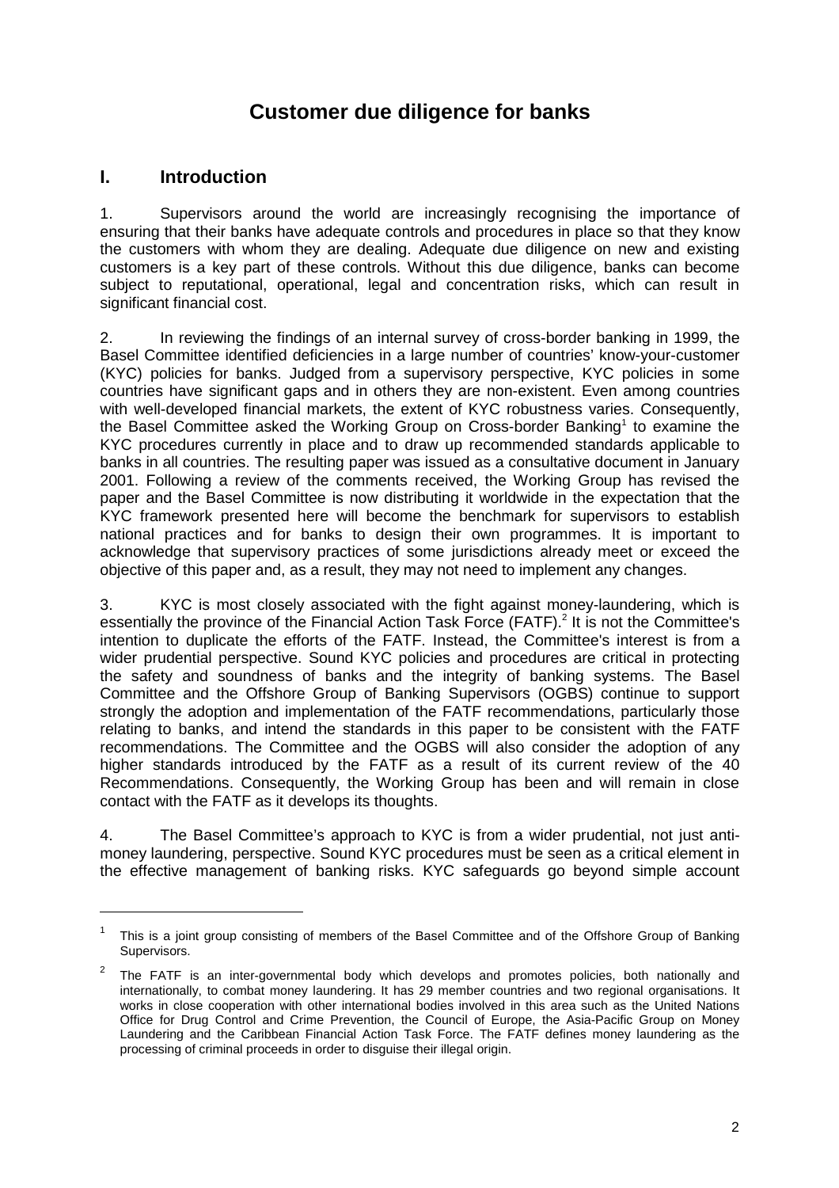# Customer due diligence for banks

## I. Introduction

1. Supervisors around the world are increasingly recognising the importance of ensuring that their banks have adequate controls and procedures in place so that they know the customers with whom they are dealing. Adequate due diligence on new and existing customers is a key part of these controls. Without this due diligence, banks can become subject to reputational, operational, legal and concentration risks, which can result in significant financial cost.

2. In reviewing the findings of an internal survey of cross-border banking in 1999, the Basel Committee identified deficiencies in a large number of countries' know-your-customer (KYC) policies for banks. Judged from a supervisory perspective, KYC policies in some countries have significant gaps and in others they are non-existent. Even among countries with well-developed financial markets, the extent of KYC robustness varies. Consequently, the Basel Committee asked the Working Group on Cross-border Banking[1] to examine the KYC procedures currently in place and to draw up recommended standards applicable to banks in all countries. The resulting paper was issued as a consultative document in January 2001. Following a review of the comments received, the Working Group has revised the paper and the Basel Committee is now distributing it worldwide in the expectation that the KYC framework presented here will become the benchmark for supervisors to establish national practices and for banks to design their own programmes. It is important to acknowledge that supervisory practices of some jurisdictions already meet or exceed the objective of this paper and, as a result, they may not need to implement any changes.

3. KYC is most closely associated with the fight against money-laundering, which is essentially the province of the Financial Action Task Force (FATF).[2] It is not the Committee's intention to duplicate the efforts of the FATF. Instead, the Committee's interest is from a wider prudential perspective. Sound KYC policies and procedures are critical in protecting the safety and soundness of banks and the integrity of banking systems. The Basel Committee and the Offshore Group of Banking Supervisors (OGBS) continue to support strongly the adoption and implementation of the FATF recommendations, particularly those relating to banks, and intend the standards in this paper to be consistent with the FATF recommendations. The Committee and the OGBS will also consider the adoption of any higher standards introduced by the FATF as a result of its current review of the 40 Recommendations. Consequently, the Working Group has been and will remain in close contact with the FATF as it develops its thoughts.

4. The Basel Committee's approach to KYC is from a wider prudential, not just anti-money laundering, perspective. Sound KYC procedures must be seen as a critical element in the effective management of banking risks. KYC safeguards go beyond simple account

---

[1] This is a joint group consisting of members of the Basel Committee and of the Offshore Group of Banking Supervisors.

[2] The FATF is an inter-governmental body which develops and promotes policies, both nationally and internationally, to combat money laundering. It has 29 member countries and two regional organisations. It works in close cooperation with other international bodies involved in this area such as the United Nations Office for Drug Control and Crime Prevention, the Council of Europe, the Asia-Pacific Group on Money Laundering and the Caribbean Financial Action Task Force. The FATF defines money laundering as the processing of criminal proceeds in order to disguise their illegal origin.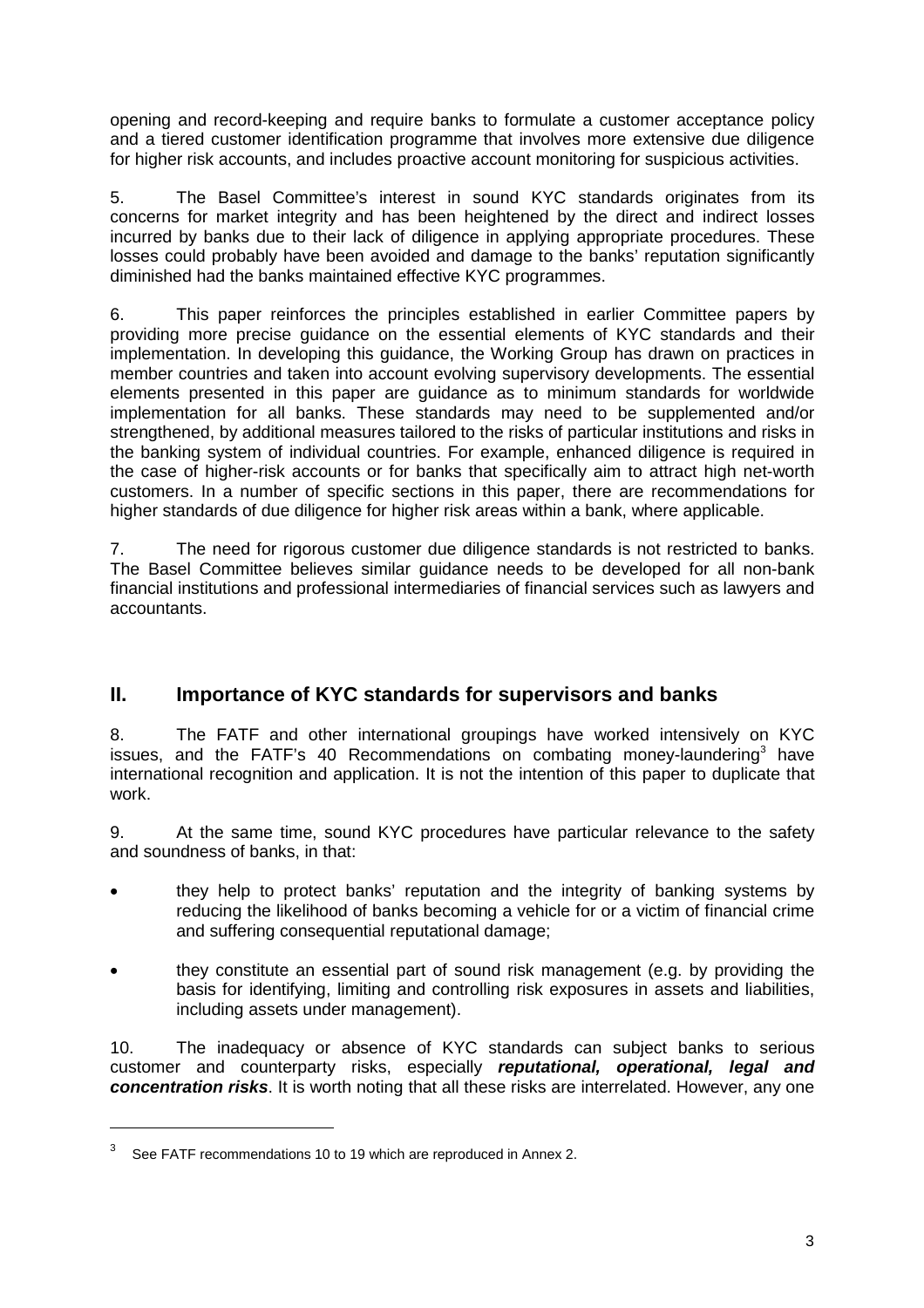opening and record-keeping and require banks to formulate a customer acceptance policy and a tiered customer identification programme that involves more extensive due diligence for higher risk accounts, and includes proactive account monitoring for suspicious activities.

5. The Basel Committee's interest in sound KYC standards originates from its concerns for market integrity and has been heightened by the direct and indirect losses incurred by banks due to their lack of diligence in applying appropriate procedures. These losses could probably have been avoided and damage to the banks' reputation significantly diminished had the banks maintained effective KYC programmes.

6. This paper reinforces the principles established in earlier Committee papers by providing more precise guidance on the essential elements of KYC standards and their implementation. In developing this guidance, the Working Group has drawn on practices in member countries and taken into account evolving supervisory developments. The essential elements presented in this paper are guidance as to minimum standards for worldwide implementation for all banks. These standards may need to be supplemented and/or strengthened, by additional measures tailored to the risks of particular institutions and risks in the banking system of individual countries. For example, enhanced diligence is required in the case of higher-risk accounts or for banks that specifically aim to attract high net-worth customers. In a number of specific sections in this paper, there are recommendations for higher standards of due diligence for higher risk areas within a bank, where applicable.

7. The need for rigorous customer due diligence standards is not restricted to banks. The Basel Committee believes similar guidance needs to be developed for all non-bank financial institutions and professional intermediaries of financial services such as lawyers and accountants.

## II. Importance of KYC standards for supervisors and banks

8. The FATF and other international groupings have worked intensively on KYC issues, and the FATF's 40 Recommendations on combating money-laundering[3] have international recognition and application. It is not the intention of this paper to duplicate that work.

9. At the same time, sound KYC procedures have particular relevance to the safety and soundness of banks, in that:

- they help to protect banks' reputation and the integrity of banking systems by reducing the likelihood of banks becoming a vehicle for or a victim of financial crime and suffering consequential reputational damage;
- they constitute an essential part of sound risk management (e.g. by providing the basis for identifying, limiting and controlling risk exposures in assets and liabilities, including assets under management).

10. The inadequacy or absence of KYC standards can subject banks to serious customer and counterparty risks, especially ***reputational, operational, legal and concentration risks***. It is worth noting that all these risks are interrelated. However, any one

[3] See FATF recommendations 10 to 19 which are reproduced in Annex 2.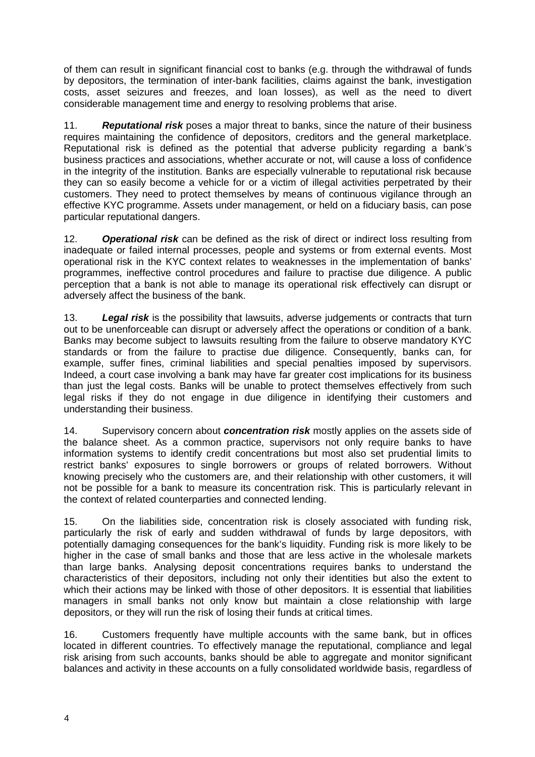of them can result in significant financial cost to banks (e.g. through the withdrawal of funds by depositors, the termination of inter-bank facilities, claims against the bank, investigation costs, asset seizures and freezes, and loan losses), as well as the need to divert considerable management time and energy to resolving problems that arise.

11. ***Reputational risk*** poses a major threat to banks, since the nature of their business requires maintaining the confidence of depositors, creditors and the general marketplace. Reputational risk is defined as the potential that adverse publicity regarding a bank's business practices and associations, whether accurate or not, will cause a loss of confidence in the integrity of the institution. Banks are especially vulnerable to reputational risk because they can so easily become a vehicle for or a victim of illegal activities perpetrated by their customers. They need to protect themselves by means of continuous vigilance through an effective KYC programme. Assets under management, or held on a fiduciary basis, can pose particular reputational dangers.

12. ***Operational risk*** can be defined as the risk of direct or indirect loss resulting from inadequate or failed internal processes, people and systems or from external events. Most operational risk in the KYC context relates to weaknesses in the implementation of banks' programmes, ineffective control procedures and failure to practise due diligence. A public perception that a bank is not able to manage its operational risk effectively can disrupt or adversely affect the business of the bank.

13. ***Legal risk*** is the possibility that lawsuits, adverse judgements or contracts that turn out to be unenforceable can disrupt or adversely affect the operations or condition of a bank. Banks may become subject to lawsuits resulting from the failure to observe mandatory KYC standards or from the failure to practise due diligence. Consequently, banks can, for example, suffer fines, criminal liabilities and special penalties imposed by supervisors. Indeed, a court case involving a bank may have far greater cost implications for its business than just the legal costs. Banks will be unable to protect themselves effectively from such legal risks if they do not engage in due diligence in identifying their customers and understanding their business.

14. Supervisory concern about ***concentration risk*** mostly applies on the assets side of the balance sheet. As a common practice, supervisors not only require banks to have information systems to identify credit concentrations but most also set prudential limits to restrict banks' exposures to single borrowers or groups of related borrowers. Without knowing precisely who the customers are, and their relationship with other customers, it will not be possible for a bank to measure its concentration risk. This is particularly relevant in the context of related counterparties and connected lending.

15. On the liabilities side, concentration risk is closely associated with funding risk, particularly the risk of early and sudden withdrawal of funds by large depositors, with potentially damaging consequences for the bank's liquidity. Funding risk is more likely to be higher in the case of small banks and those that are less active in the wholesale markets than large banks. Analysing deposit concentrations requires banks to understand the characteristics of their depositors, including not only their identities but also the extent to which their actions may be linked with those of other depositors. It is essential that liabilities managers in small banks not only know but maintain a close relationship with large depositors, or they will run the risk of losing their funds at critical times.

16. Customers frequently have multiple accounts with the same bank, but in offices located in different countries. To effectively manage the reputational, compliance and legal risk arising from such accounts, banks should be able to aggregate and monitor significant balances and activity in these accounts on a fully consolidated worldwide basis, regardless of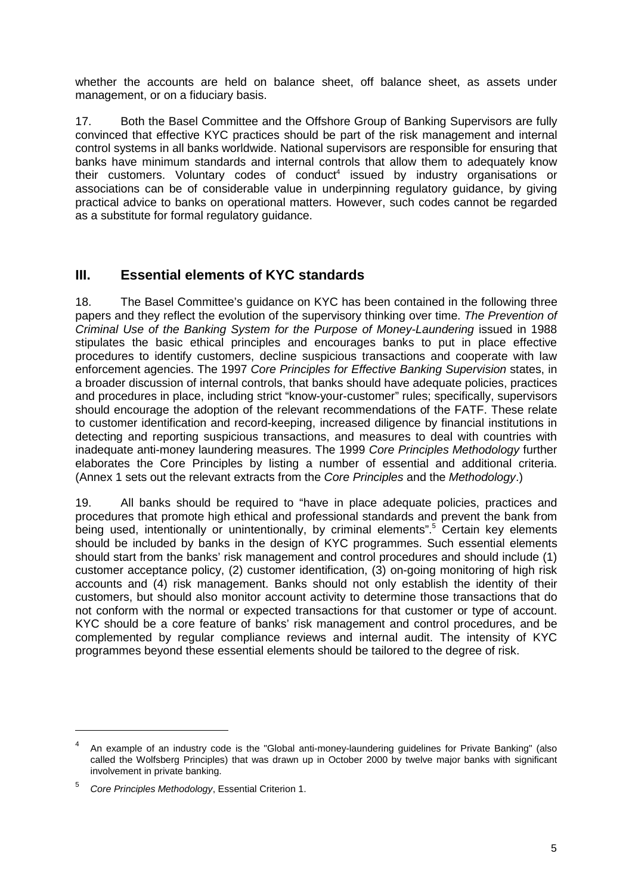whether the accounts are held on balance sheet, off balance sheet, as assets under management, or on a fiduciary basis.

17. Both the Basel Committee and the Offshore Group of Banking Supervisors are fully convinced that effective KYC practices should be part of the risk management and internal control systems in all banks worldwide. National supervisors are responsible for ensuring that banks have minimum standards and internal controls that allow them to adequately know their customers. Voluntary codes of conduct[4] issued by industry organisations or associations can be of considerable value in underpinning regulatory guidance, by giving practical advice to banks on operational matters. However, such codes cannot be regarded as a substitute for formal regulatory guidance.

## III. Essential elements of KYC standards

18. The Basel Committee's guidance on KYC has been contained in the following three papers and they reflect the evolution of the supervisory thinking over time. *The Prevention of Criminal Use of the Banking System for the Purpose of Money-Laundering* issued in 1988 stipulates the basic ethical principles and encourages banks to put in place effective procedures to identify customers, decline suspicious transactions and cooperate with law enforcement agencies. The 1997 *Core Principles for Effective Banking Supervision* states, in a broader discussion of internal controls, that banks should have adequate policies, practices and procedures in place, including strict "know-your-customer" rules; specifically, supervisors should encourage the adoption of the relevant recommendations of the FATF. These relate to customer identification and record-keeping, increased diligence by financial institutions in detecting and reporting suspicious transactions, and measures to deal with countries with inadequate anti-money laundering measures. The 1999 *Core Principles Methodology* further elaborates the Core Principles by listing a number of essential and additional criteria. (Annex 1 sets out the relevant extracts from the *Core Principles* and the *Methodology*.)

19. All banks should be required to "have in place adequate policies, practices and procedures that promote high ethical and professional standards and prevent the bank from being used, intentionally or unintentionally, by criminal elements".[5] Certain key elements should be included by banks in the design of KYC programmes. Such essential elements should start from the banks' risk management and control procedures and should include (1) customer acceptance policy, (2) customer identification, (3) on-going monitoring of high risk accounts and (4) risk management. Banks should not only establish the identity of their customers, but should also monitor account activity to determine those transactions that do not conform with the normal or expected transactions for that customer or type of account. KYC should be a core feature of banks' risk management and control procedures, and be complemented by regular compliance reviews and internal audit. The intensity of KYC programmes beyond these essential elements should be tailored to the degree of risk.

---

[4] An example of an industry code is the "Global anti-money-laundering guidelines for Private Banking" (also called the Wolfsberg Principles) that was drawn up in October 2000 by twelve major banks with significant involvement in private banking.

[5] *Core Principles Methodology*, Essential Criterion 1.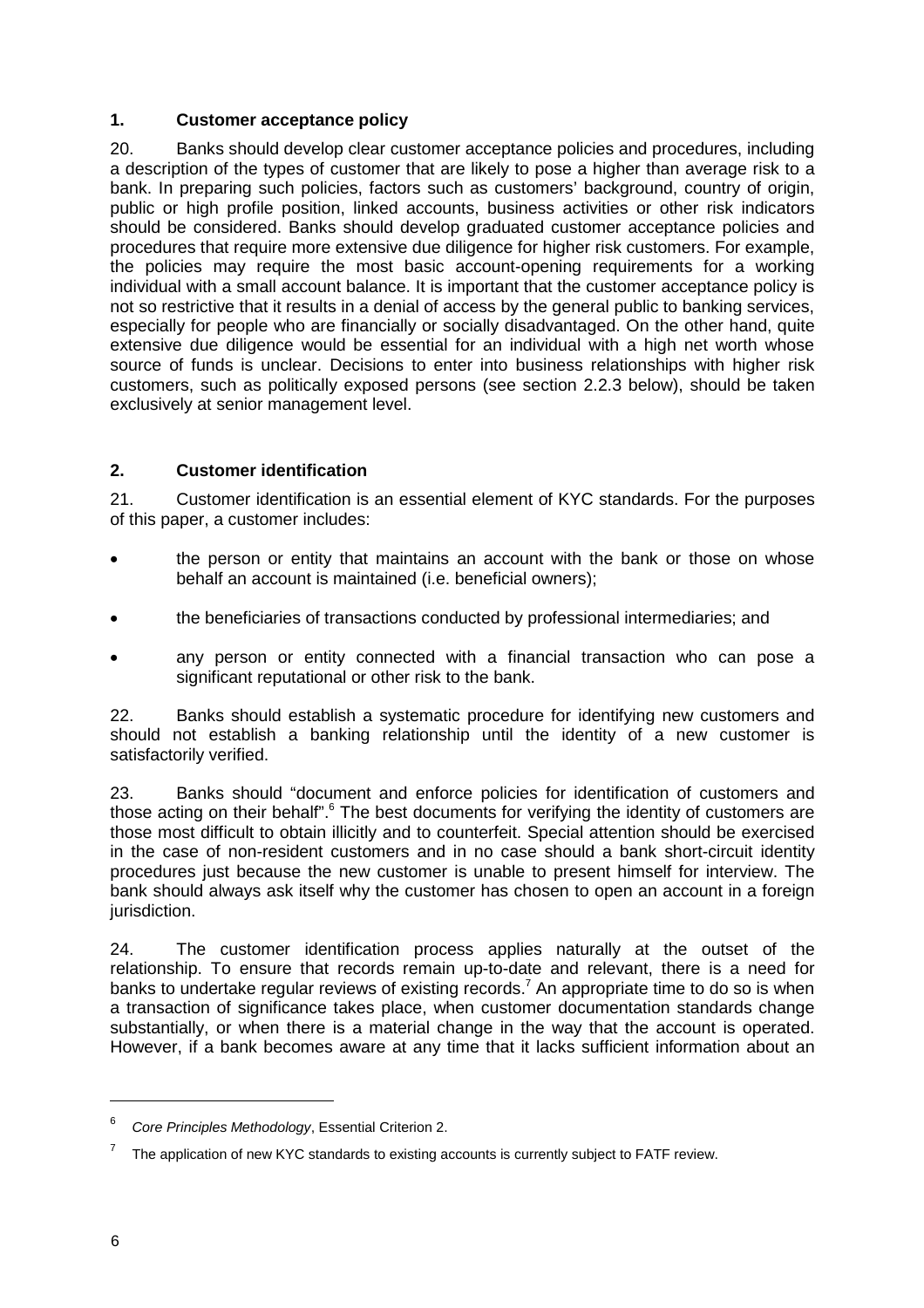## 1. Customer acceptance policy

20. Banks should develop clear customer acceptance policies and procedures, including a description of the types of customer that are likely to pose a higher than average risk to a bank. In preparing such policies, factors such as customers' background, country of origin, public or high profile position, linked accounts, business activities or other risk indicators should be considered. Banks should develop graduated customer acceptance policies and procedures that require more extensive due diligence for higher risk customers. For example, the policies may require the most basic account-opening requirements for a working individual with a small account balance. It is important that the customer acceptance policy is not so restrictive that it results in a denial of access by the general public to banking services, especially for people who are financially or socially disadvantaged. On the other hand, quite extensive due diligence would be essential for an individual with a high net worth whose source of funds is unclear. Decisions to enter into business relationships with higher risk customers, such as politically exposed persons (see section 2.2.3 below), should be taken exclusively at senior management level.

## 2. Customer identification

21. Customer identification is an essential element of KYC standards. For the purposes of this paper, a customer includes:

- the person or entity that maintains an account with the bank or those on whose behalf an account is maintained (i.e. beneficial owners);
- the beneficiaries of transactions conducted by professional intermediaries; and
- any person or entity connected with a financial transaction who can pose a significant reputational or other risk to the bank.

22. Banks should establish a systematic procedure for identifying new customers and should not establish a banking relationship until the identity of a new customer is satisfactorily verified.

23. Banks should "document and enforce policies for identification of customers and those acting on their behalf".[6] The best documents for verifying the identity of customers are those most difficult to obtain illicitly and to counterfeit. Special attention should be exercised in the case of non-resident customers and in no case should a bank short-circuit identity procedures just because the new customer is unable to present himself for interview. The bank should always ask itself why the customer has chosen to open an account in a foreign jurisdiction.

24. The customer identification process applies naturally at the outset of the relationship. To ensure that records remain up-to-date and relevant, there is a need for banks to undertake regular reviews of existing records.[7] An appropriate time to do so is when a transaction of significance takes place, when customer documentation standards change substantially, or when there is a material change in the way that the account is operated. However, if a bank becomes aware at any time that it lacks sufficient information about an

---

[6] *Core Principles Methodology*, Essential Criterion 2.

[7] The application of new KYC standards to existing accounts is currently subject to FATF review.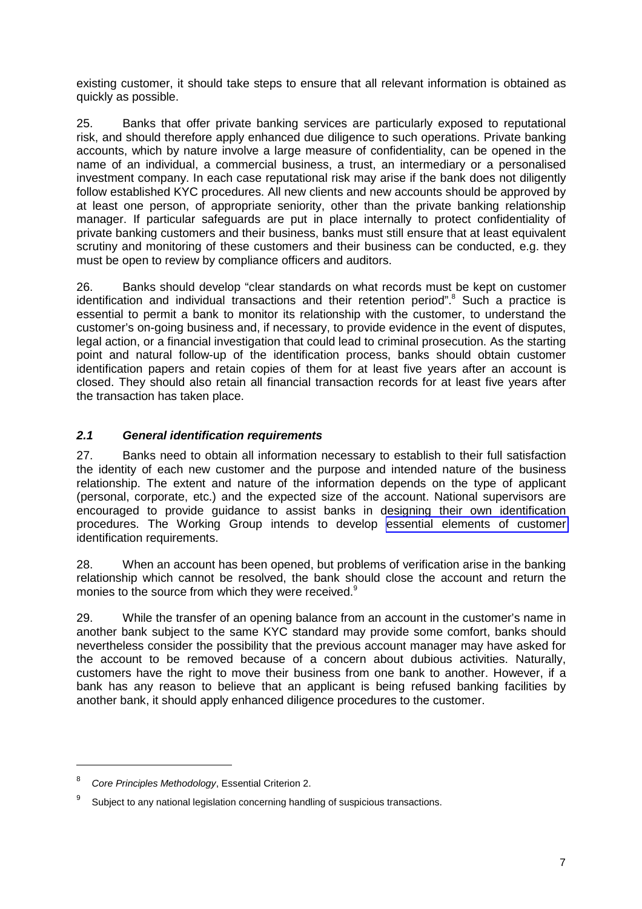existing customer, it should take steps to ensure that all relevant information is obtained as quickly as possible.

25. Banks that offer private banking services are particularly exposed to reputational risk, and should therefore apply enhanced due diligence to such operations. Private banking accounts, which by nature involve a large measure of confidentiality, can be opened in the name of an individual, a commercial business, a trust, an intermediary or a personalised investment company. In each case reputational risk may arise if the bank does not diligently follow established KYC procedures. All new clients and new accounts should be approved by at least one person, of appropriate seniority, other than the private banking relationship manager. If particular safeguards are put in place internally to protect confidentiality of private banking customers and their business, banks must still ensure that at least equivalent scrutiny and monitoring of these customers and their business can be conducted, e.g. they must be open to review by compliance officers and auditors.

26. Banks should develop "clear standards on what records must be kept on customer identification and individual transactions and their retention period".[8] Such a practice is essential to permit a bank to monitor its relationship with the customer, to understand the customer's on-going business and, if necessary, to provide evidence in the event of disputes, legal action, or a financial investigation that could lead to criminal prosecution. As the starting point and natural follow-up of the identification process, banks should obtain customer identification papers and retain copies of them for at least five years after an account is closed. They should also retain all financial transaction records for at least five years after the transaction has taken place.

### *2.1 General identification requirements*

27. Banks need to obtain all information necessary to establish to their full satisfaction the identity of each new customer and the purpose and intended nature of the business relationship. The extent and nature of the information depends on the type of applicant (personal, corporate, etc.) and the expected size of the account. National supervisors are encouraged to provide guidance to assist banks in designing their own identification procedures. The Working Group intends to develop essential elements of customer identification requirements.

28. When an account has been opened, but problems of verification arise in the banking relationship which cannot be resolved, the bank should close the account and return the monies to the source from which they were received.[9]

29. While the transfer of an opening balance from an account in the customer's name in another bank subject to the same KYC standard may provide some comfort, banks should nevertheless consider the possibility that the previous account manager may have asked for the account to be removed because of a concern about dubious activities. Naturally, customers have the right to move their business from one bank to another. However, if a bank has any reason to believe that an applicant is being refused banking facilities by another bank, it should apply enhanced diligence procedures to the customer.

---

[8] *Core Principles Methodology*, Essential Criterion 2.

[9] Subject to any national legislation concerning handling of suspicious transactions.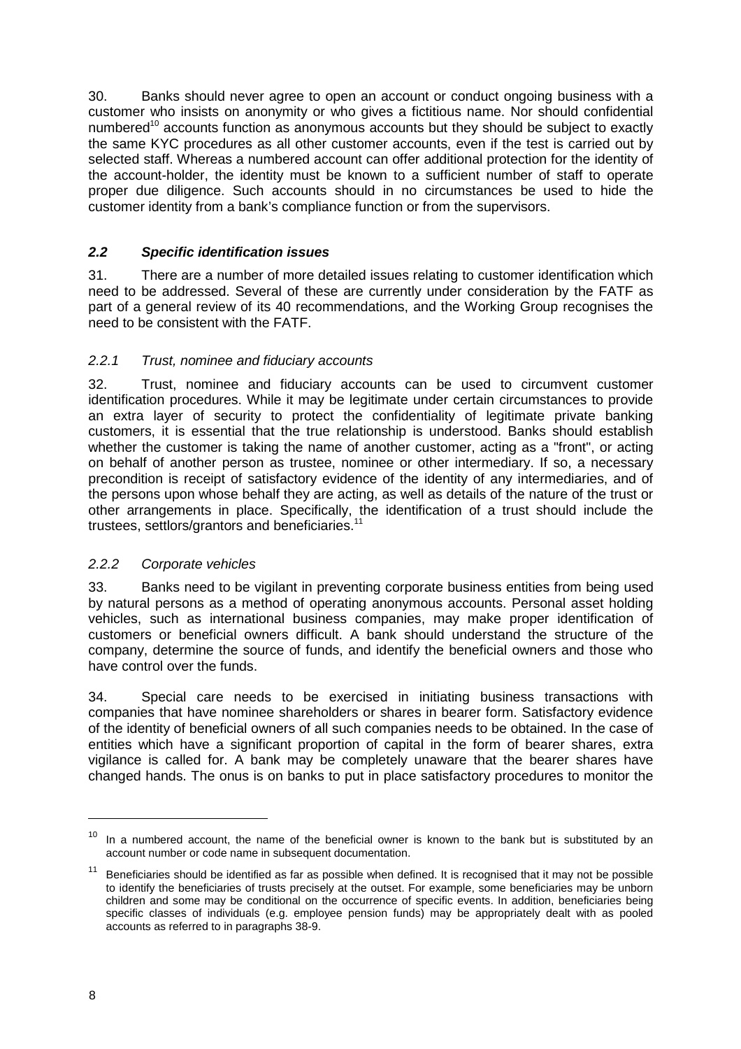30. Banks should never agree to open an account or conduct ongoing business with a customer who insists on anonymity or who gives a fictitious name. Nor should confidential numbered[10] accounts function as anonymous accounts but they should be subject to exactly the same KYC procedures as all other customer accounts, even if the test is carried out by selected staff. Whereas a numbered account can offer additional protection for the identity of the account-holder, the identity must be known to a sufficient number of staff to operate proper due diligence. Such accounts should in no circumstances be used to hide the customer identity from a bank's compliance function or from the supervisors.

### *2.2 Specific identification issues*

31. There are a number of more detailed issues relating to customer identification which need to be addressed. Several of these are currently under consideration by the FATF as part of a general review of its 40 recommendations, and the Working Group recognises the need to be consistent with the FATF.

#### *2.2.1 Trust, nominee and fiduciary accounts*

32. Trust, nominee and fiduciary accounts can be used to circumvent customer identification procedures. While it may be legitimate under certain circumstances to provide an extra layer of security to protect the confidentiality of legitimate private banking customers, it is essential that the true relationship is understood. Banks should establish whether the customer is taking the name of another customer, acting as a "front", or acting on behalf of another person as trustee, nominee or other intermediary. If so, a necessary precondition is receipt of satisfactory evidence of the identity of any intermediaries, and of the persons upon whose behalf they are acting, as well as details of the nature of the trust or other arrangements in place. Specifically, the identification of a trust should include the trustees, settlors/grantors and beneficiaries.[11]

#### *2.2.2 Corporate vehicles*

33. Banks need to be vigilant in preventing corporate business entities from being used by natural persons as a method of operating anonymous accounts. Personal asset holding vehicles, such as international business companies, may make proper identification of customers or beneficial owners difficult. A bank should understand the structure of the company, determine the source of funds, and identify the beneficial owners and those who have control over the funds.

34. Special care needs to be exercised in initiating business transactions with companies that have nominee shareholders or shares in bearer form. Satisfactory evidence of the identity of beneficial owners of all such companies needs to be obtained. In the case of entities which have a significant proportion of capital in the form of bearer shares, extra vigilance is called for. A bank may be completely unaware that the bearer shares have changed hands. The onus is on banks to put in place satisfactory procedures to monitor the

---

[10] In a numbered account, the name of the beneficial owner is known to the bank but is substituted by an account number or code name in subsequent documentation.

[11] Beneficiaries should be identified as far as possible when defined. It is recognised that it may not be possible to identify the beneficiaries of trusts precisely at the outset. For example, some beneficiaries may be unborn children and some may be conditional on the occurrence of specific events. In addition, beneficiaries being specific classes of individuals (e.g. employee pension funds) may be appropriately dealt with as pooled accounts as referred to in paragraphs 38-9.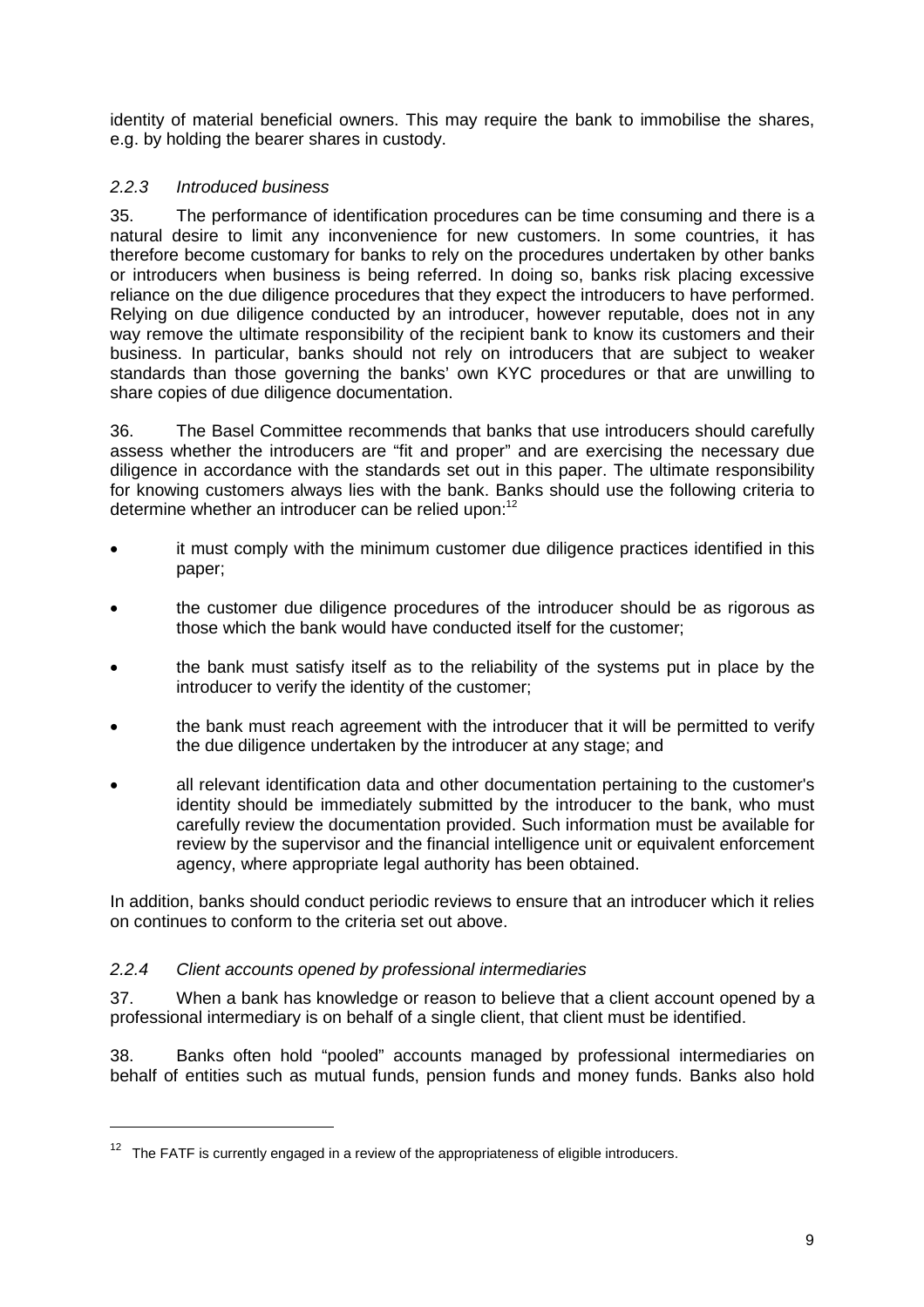identity of material beneficial owners. This may require the bank to immobilise the shares, e.g. by holding the bearer shares in custody.

### *2.2.3 Introduced business*

35. The performance of identification procedures can be time consuming and there is a natural desire to limit any inconvenience for new customers. In some countries, it has therefore become customary for banks to rely on the procedures undertaken by other banks or introducers when business is being referred. In doing so, banks risk placing excessive reliance on the due diligence procedures that they expect the introducers to have performed. Relying on due diligence conducted by an introducer, however reputable, does not in any way remove the ultimate responsibility of the recipient bank to know its customers and their business. In particular, banks should not rely on introducers that are subject to weaker standards than those governing the banks' own KYC procedures or that are unwilling to share copies of due diligence documentation.

36. The Basel Committee recommends that banks that use introducers should carefully assess whether the introducers are "fit and proper" and are exercising the necessary due diligence in accordance with the standards set out in this paper. The ultimate responsibility for knowing customers always lies with the bank. Banks should use the following criteria to determine whether an introducer can be relied upon:[12]

- it must comply with the minimum customer due diligence practices identified in this paper;
- the customer due diligence procedures of the introducer should be as rigorous as those which the bank would have conducted itself for the customer;
- the bank must satisfy itself as to the reliability of the systems put in place by the introducer to verify the identity of the customer;
- the bank must reach agreement with the introducer that it will be permitted to verify the due diligence undertaken by the introducer at any stage; and
- all relevant identification data and other documentation pertaining to the customer's identity should be immediately submitted by the introducer to the bank, who must carefully review the documentation provided. Such information must be available for review by the supervisor and the financial intelligence unit or equivalent enforcement agency, where appropriate legal authority has been obtained.

In addition, banks should conduct periodic reviews to ensure that an introducer which it relies on continues to conform to the criteria set out above.

### *2.2.4 Client accounts opened by professional intermediaries*

37. When a bank has knowledge or reason to believe that a client account opened by a professional intermediary is on behalf of a single client, that client must be identified.

38. Banks often hold "pooled" accounts managed by professional intermediaries on behalf of entities such as mutual funds, pension funds and money funds. Banks also hold

[12] The FATF is currently engaged in a review of the appropriateness of eligible introducers.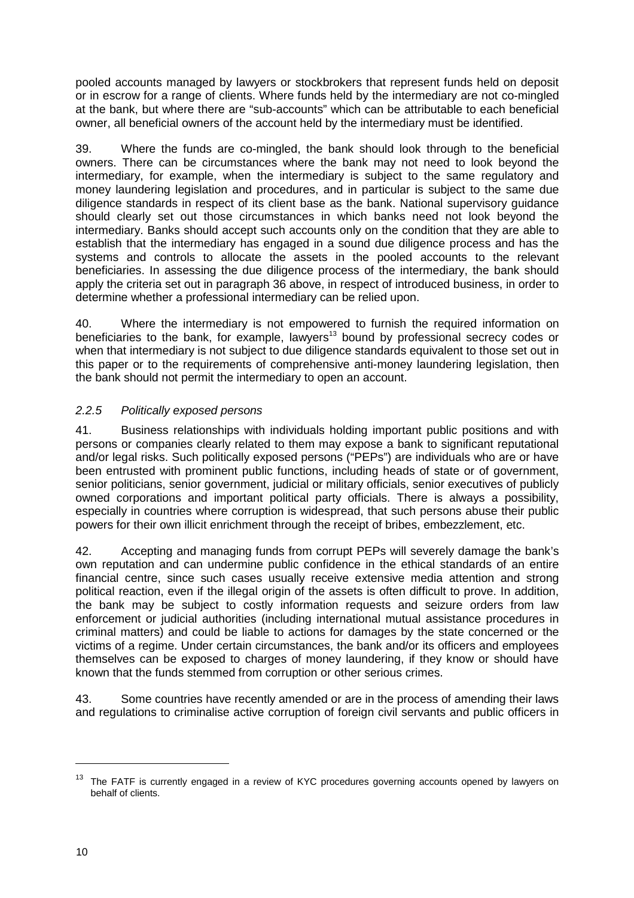pooled accounts managed by lawyers or stockbrokers that represent funds held on deposit or in escrow for a range of clients. Where funds held by the intermediary are not co-mingled at the bank, but where there are "sub-accounts" which can be attributable to each beneficial owner, all beneficial owners of the account held by the intermediary must be identified.

39. Where the funds are co-mingled, the bank should look through to the beneficial owners. There can be circumstances where the bank may not need to look beyond the intermediary, for example, when the intermediary is subject to the same regulatory and money laundering legislation and procedures, and in particular is subject to the same due diligence standards in respect of its client base as the bank. National supervisory guidance should clearly set out those circumstances in which banks need not look beyond the intermediary. Banks should accept such accounts only on the condition that they are able to establish that the intermediary has engaged in a sound due diligence process and has the systems and controls to allocate the assets in the pooled accounts to the relevant beneficiaries. In assessing the due diligence process of the intermediary, the bank should apply the criteria set out in paragraph 36 above, in respect of introduced business, in order to determine whether a professional intermediary can be relied upon.

40. Where the intermediary is not empowered to furnish the required information on beneficiaries to the bank, for example, lawyers[13] bound by professional secrecy codes or when that intermediary is not subject to due diligence standards equivalent to those set out in this paper or to the requirements of comprehensive anti-money laundering legislation, then the bank should not permit the intermediary to open an account.

### *2.2.5 Politically exposed persons*

41. Business relationships with individuals holding important public positions and with persons or companies clearly related to them may expose a bank to significant reputational and/or legal risks. Such politically exposed persons ("PEPs") are individuals who are or have been entrusted with prominent public functions, including heads of state or of government, senior politicians, senior government, judicial or military officials, senior executives of publicly owned corporations and important political party officials. There is always a possibility, especially in countries where corruption is widespread, that such persons abuse their public powers for their own illicit enrichment through the receipt of bribes, embezzlement, etc.

42. Accepting and managing funds from corrupt PEPs will severely damage the bank's own reputation and can undermine public confidence in the ethical standards of an entire financial centre, since such cases usually receive extensive media attention and strong political reaction, even if the illegal origin of the assets is often difficult to prove. In addition, the bank may be subject to costly information requests and seizure orders from law enforcement or judicial authorities (including international mutual assistance procedures in criminal matters) and could be liable to actions for damages by the state concerned or the victims of a regime. Under certain circumstances, the bank and/or its officers and employees themselves can be exposed to charges of money laundering, if they know or should have known that the funds stemmed from corruption or other serious crimes.

43. Some countries have recently amended or are in the process of amending their laws and regulations to criminalise active corruption of foreign civil servants and public officers in

---

[13] The FATF is currently engaged in a review of KYC procedures governing accounts opened by lawyers on behalf of clients.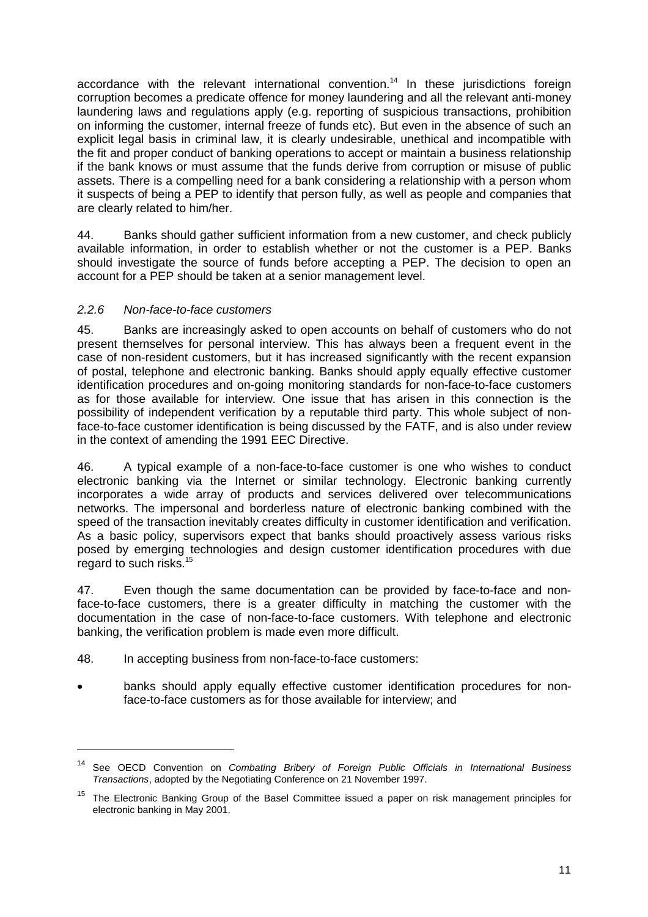accordance with the relevant international convention.[14] In these jurisdictions foreign corruption becomes a predicate offence for money laundering and all the relevant anti-money laundering laws and regulations apply (e.g. reporting of suspicious transactions, prohibition on informing the customer, internal freeze of funds etc). But even in the absence of such an explicit legal basis in criminal law, it is clearly undesirable, unethical and incompatible with the fit and proper conduct of banking operations to accept or maintain a business relationship if the bank knows or must assume that the funds derive from corruption or misuse of public assets. There is a compelling need for a bank considering a relationship with a person whom it suspects of being a PEP to identify that person fully, as well as people and companies that are clearly related to him/her.

44. Banks should gather sufficient information from a new customer, and check publicly available information, in order to establish whether or not the customer is a PEP. Banks should investigate the source of funds before accepting a PEP. The decision to open an account for a PEP should be taken at a senior management level.

### *2.2.6 Non-face-to-face customers*

45. Banks are increasingly asked to open accounts on behalf of customers who do not present themselves for personal interview. This has always been a frequent event in the case of non-resident customers, but it has increased significantly with the recent expansion of postal, telephone and electronic banking. Banks should apply equally effective customer identification procedures and on-going monitoring standards for non-face-to-face customers as for those available for interview. One issue that has arisen in this connection is the possibility of independent verification by a reputable third party. This whole subject of non-face-to-face customer identification is being discussed by the FATF, and is also under review in the context of amending the 1991 EEC Directive.

46. A typical example of a non-face-to-face customer is one who wishes to conduct electronic banking via the Internet or similar technology. Electronic banking currently incorporates a wide array of products and services delivered over telecommunications networks. The impersonal and borderless nature of electronic banking combined with the speed of the transaction inevitably creates difficulty in customer identification and verification. As a basic policy, supervisors expect that banks should proactively assess various risks posed by emerging technologies and design customer identification procedures with due regard to such risks.[15]

47. Even though the same documentation can be provided by face-to-face and non-face-to-face customers, there is a greater difficulty in matching the customer with the documentation in the case of non-face-to-face customers. With telephone and electronic banking, the verification problem is made even more difficult.

48. In accepting business from non-face-to-face customers:

- banks should apply equally effective customer identification procedures for non-face-to-face customers as for those available for interview; and

---

[14] See OECD Convention on *Combating Bribery of Foreign Public Officials in International Business Transactions*, adopted by the Negotiating Conference on 21 November 1997.

[15] The Electronic Banking Group of the Basel Committee issued a paper on risk management principles for electronic banking in May 2001.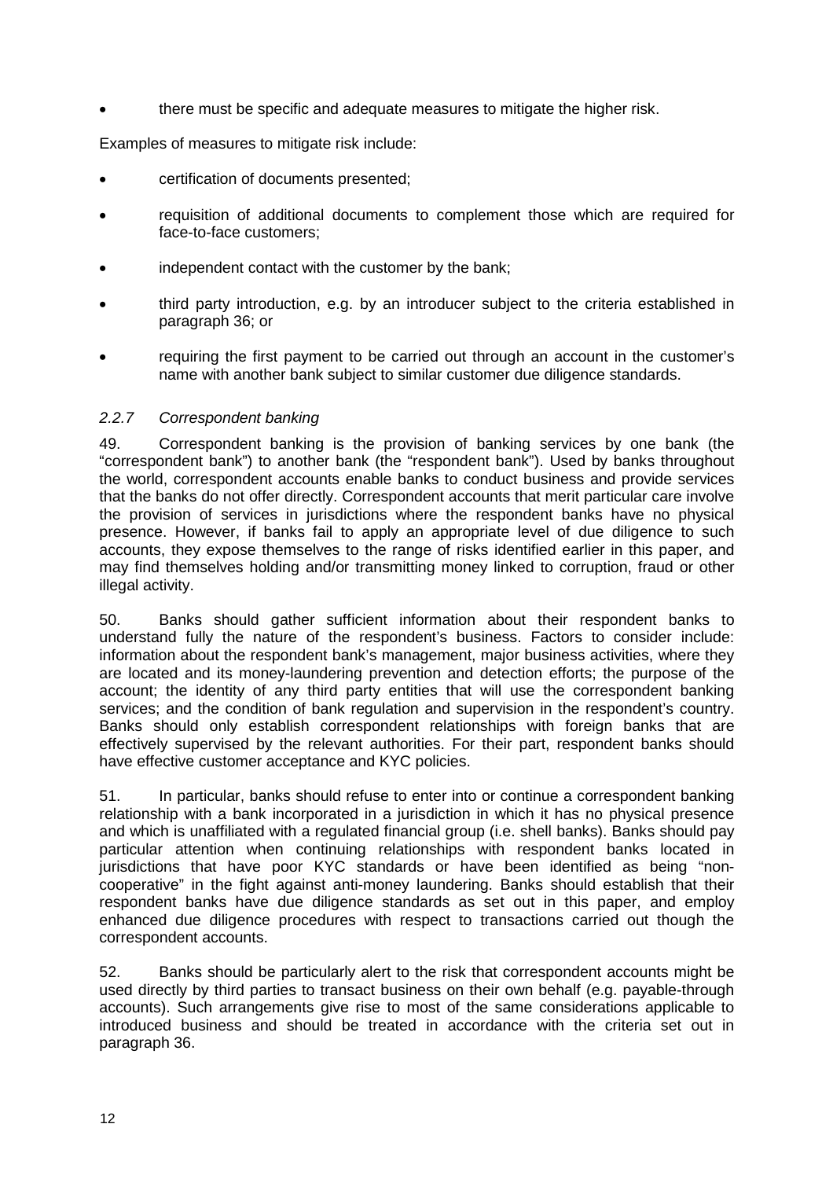- there must be specific and adequate measures to mitigate the higher risk.

Examples of measures to mitigate risk include:

- certification of documents presented;
- requisition of additional documents to complement those which are required for face-to-face customers;
- independent contact with the customer by the bank;
- third party introduction, e.g. by an introducer subject to the criteria established in paragraph 36; or
- requiring the first payment to be carried out through an account in the customer's name with another bank subject to similar customer due diligence standards.

### *2.2.7 Correspondent banking*

49. Correspondent banking is the provision of banking services by one bank (the "correspondent bank") to another bank (the "respondent bank"). Used by banks throughout the world, correspondent accounts enable banks to conduct business and provide services that the banks do not offer directly. Correspondent accounts that merit particular care involve the provision of services in jurisdictions where the respondent banks have no physical presence. However, if banks fail to apply an appropriate level of due diligence to such accounts, they expose themselves to the range of risks identified earlier in this paper, and may find themselves holding and/or transmitting money linked to corruption, fraud or other illegal activity.

50. Banks should gather sufficient information about their respondent banks to understand fully the nature of the respondent's business. Factors to consider include: information about the respondent bank's management, major business activities, where they are located and its money-laundering prevention and detection efforts; the purpose of the account; the identity of any third party entities that will use the correspondent banking services; and the condition of bank regulation and supervision in the respondent's country. Banks should only establish correspondent relationships with foreign banks that are effectively supervised by the relevant authorities. For their part, respondent banks should have effective customer acceptance and KYC policies.

51. In particular, banks should refuse to enter into or continue a correspondent banking relationship with a bank incorporated in a jurisdiction in which it has no physical presence and which is unaffiliated with a regulated financial group (i.e. shell banks). Banks should pay particular attention when continuing relationships with respondent banks located in jurisdictions that have poor KYC standards or have been identified as being "non-cooperative" in the fight against anti-money laundering. Banks should establish that their respondent banks have due diligence standards as set out in this paper, and employ enhanced due diligence procedures with respect to transactions carried out though the correspondent accounts.

52. Banks should be particularly alert to the risk that correspondent accounts might be used directly by third parties to transact business on their own behalf (e.g. payable-through accounts). Such arrangements give rise to most of the same considerations applicable to introduced business and should be treated in accordance with the criteria set out in paragraph 36.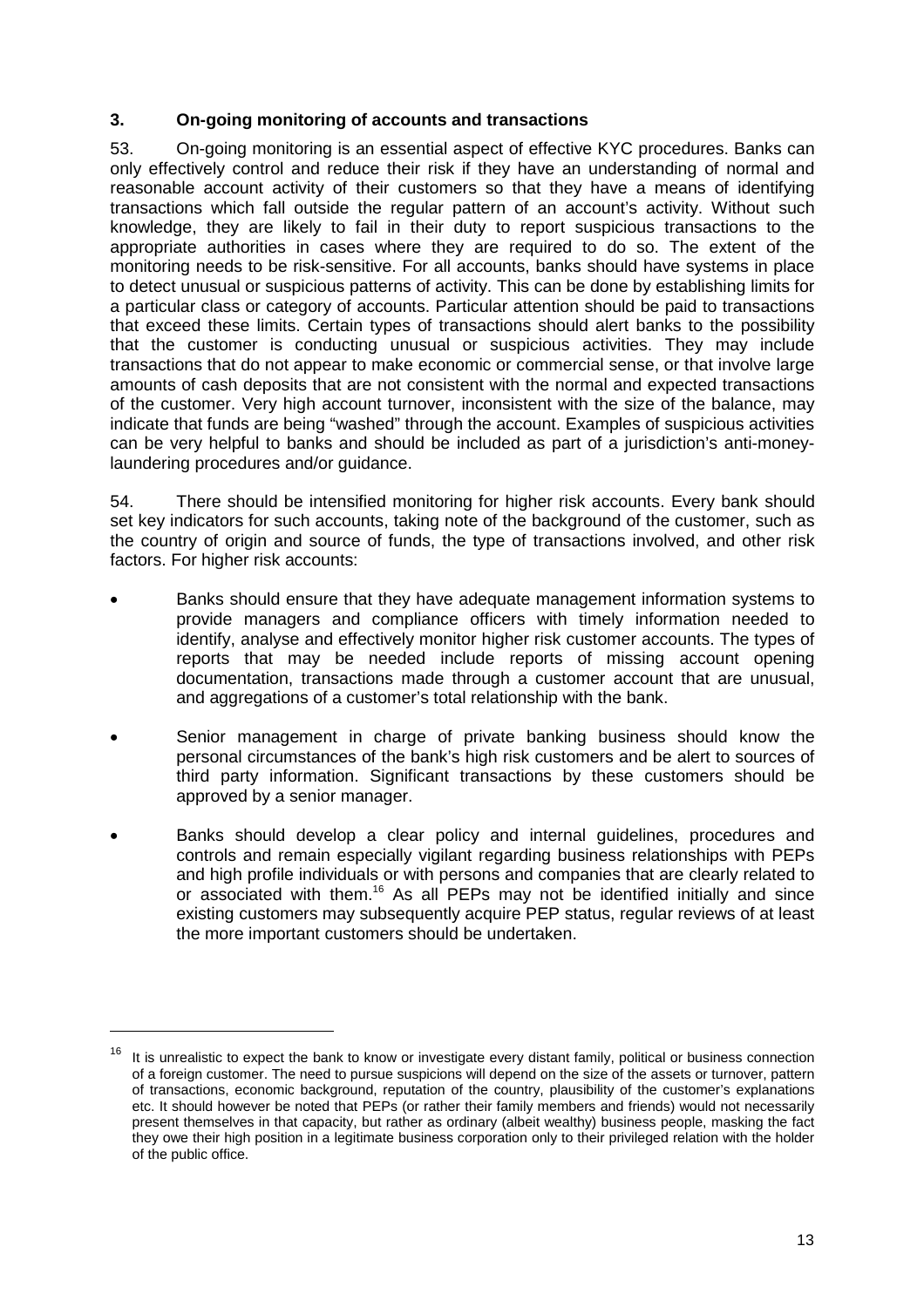### 3. On-going monitoring of accounts and transactions

53. On-going monitoring is an essential aspect of effective KYC procedures. Banks can only effectively control and reduce their risk if they have an understanding of normal and reasonable account activity of their customers so that they have a means of identifying transactions which fall outside the regular pattern of an account's activity. Without such knowledge, they are likely to fail in their duty to report suspicious transactions to the appropriate authorities in cases where they are required to do so. The extent of the monitoring needs to be risk-sensitive. For all accounts, banks should have systems in place to detect unusual or suspicious patterns of activity. This can be done by establishing limits for a particular class or category of accounts. Particular attention should be paid to transactions that exceed these limits. Certain types of transactions should alert banks to the possibility that the customer is conducting unusual or suspicious activities. They may include transactions that do not appear to make economic or commercial sense, or that involve large amounts of cash deposits that are not consistent with the normal and expected transactions of the customer. Very high account turnover, inconsistent with the size of the balance, may indicate that funds are being "washed" through the account. Examples of suspicious activities can be very helpful to banks and should be included as part of a jurisdiction's anti-money-laundering procedures and/or guidance.

54. There should be intensified monitoring for higher risk accounts. Every bank should set key indicators for such accounts, taking note of the background of the customer, such as the country of origin and source of funds, the type of transactions involved, and other risk factors. For higher risk accounts:

- Banks should ensure that they have adequate management information systems to provide managers and compliance officers with timely information needed to identify, analyse and effectively monitor higher risk customer accounts. The types of reports that may be needed include reports of missing account opening documentation, transactions made through a customer account that are unusual, and aggregations of a customer's total relationship with the bank.

- Senior management in charge of private banking business should know the personal circumstances of the bank's high risk customers and be alert to sources of third party information. Significant transactions by these customers should be approved by a senior manager.

- Banks should develop a clear policy and internal guidelines, procedures and controls and remain especially vigilant regarding business relationships with PEPs and high profile individuals or with persons and companies that are clearly related to or associated with them.[16] As all PEPs may not be identified initially and since existing customers may subsequently acquire PEP status, regular reviews of at least the more important customers should be undertaken.

---

[16] It is unrealistic to expect the bank to know or investigate every distant family, political or business connection of a foreign customer. The need to pursue suspicions will depend on the size of the assets or turnover, pattern of transactions, economic background, reputation of the country, plausibility of the customer's explanations etc. It should however be noted that PEPs (or rather their family members and friends) would not necessarily present themselves in that capacity, but rather as ordinary (albeit wealthy) business people, masking the fact they owe their high position in a legitimate business corporation only to their privileged relation with the holder of the public office.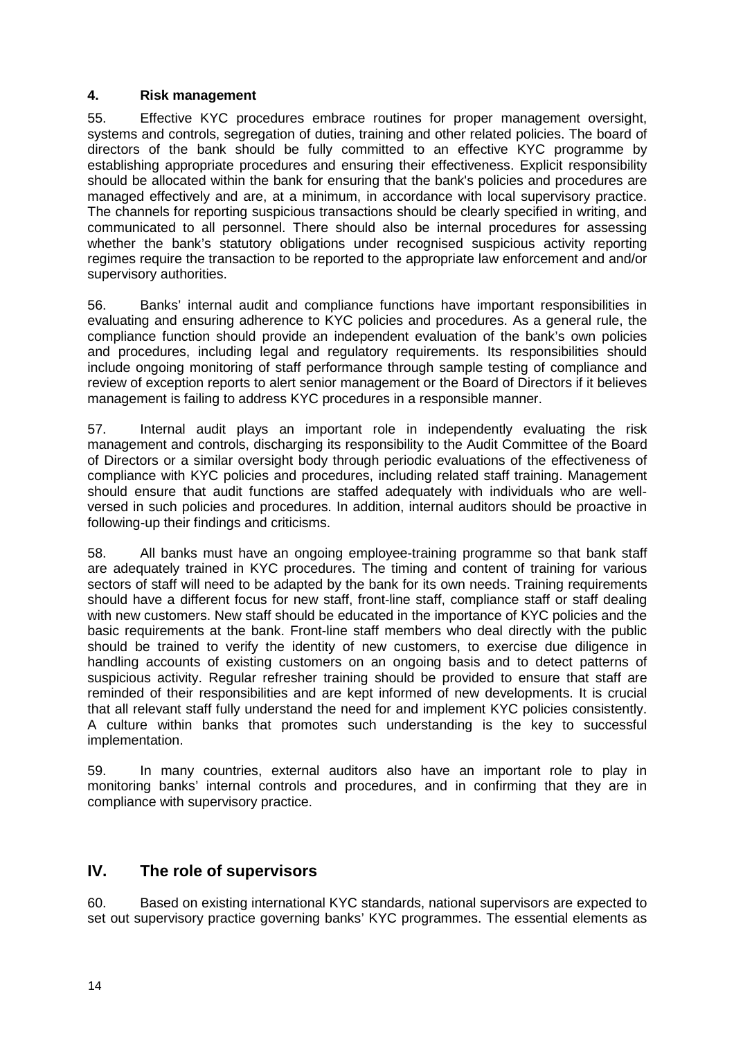### 4. Risk management

55. Effective KYC procedures embrace routines for proper management oversight, systems and controls, segregation of duties, training and other related policies. The board of directors of the bank should be fully committed to an effective KYC programme by establishing appropriate procedures and ensuring their effectiveness. Explicit responsibility should be allocated within the bank for ensuring that the bank's policies and procedures are managed effectively and are, at a minimum, in accordance with local supervisory practice. The channels for reporting suspicious transactions should be clearly specified in writing, and communicated to all personnel. There should also be internal procedures for assessing whether the bank's statutory obligations under recognised suspicious activity reporting regimes require the transaction to be reported to the appropriate law enforcement and and/or supervisory authorities.

56. Banks' internal audit and compliance functions have important responsibilities in evaluating and ensuring adherence to KYC policies and procedures. As a general rule, the compliance function should provide an independent evaluation of the bank's own policies and procedures, including legal and regulatory requirements. Its responsibilities should include ongoing monitoring of staff performance through sample testing of compliance and review of exception reports to alert senior management or the Board of Directors if it believes management is failing to address KYC procedures in a responsible manner.

57. Internal audit plays an important role in independently evaluating the risk management and controls, discharging its responsibility to the Audit Committee of the Board of Directors or a similar oversight body through periodic evaluations of the effectiveness of compliance with KYC policies and procedures, including related staff training. Management should ensure that audit functions are staffed adequately with individuals who are well-versed in such policies and procedures. In addition, internal auditors should be proactive in following-up their findings and criticisms.

58. All banks must have an ongoing employee-training programme so that bank staff are adequately trained in KYC procedures. The timing and content of training for various sectors of staff will need to be adapted by the bank for its own needs. Training requirements should have a different focus for new staff, front-line staff, compliance staff or staff dealing with new customers. New staff should be educated in the importance of KYC policies and the basic requirements at the bank. Front-line staff members who deal directly with the public should be trained to verify the identity of new customers, to exercise due diligence in handling accounts of existing customers on an ongoing basis and to detect patterns of suspicious activity. Regular refresher training should be provided to ensure that staff are reminded of their responsibilities and are kept informed of new developments. It is crucial that all relevant staff fully understand the need for and implement KYC policies consistently. A culture within banks that promotes such understanding is the key to successful implementation.

59. In many countries, external auditors also have an important role to play in monitoring banks' internal controls and procedures, and in confirming that they are in compliance with supervisory practice.

## IV. The role of supervisors

60. Based on existing international KYC standards, national supervisors are expected to set out supervisory practice governing banks' KYC programmes. The essential elements as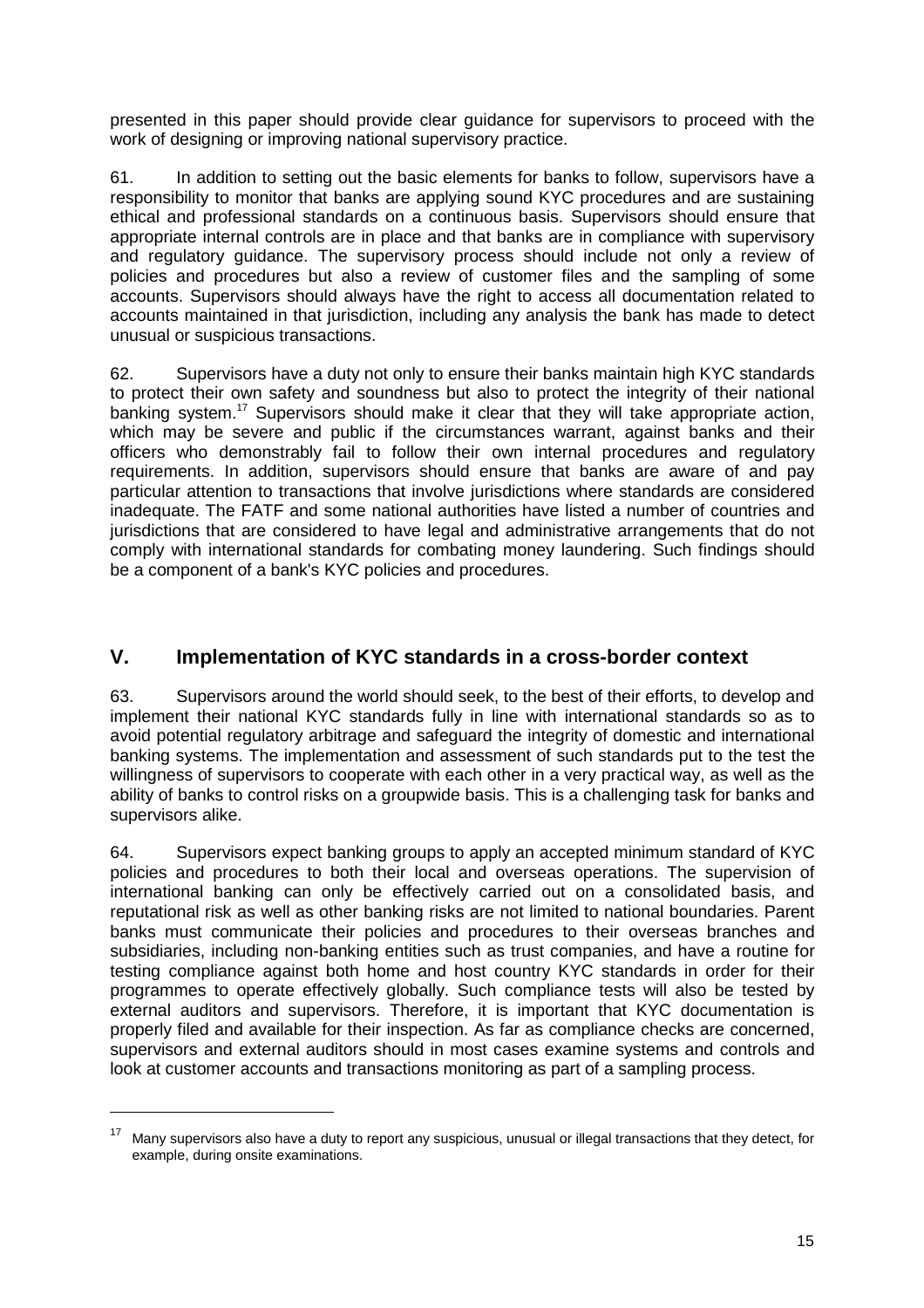presented in this paper should provide clear guidance for supervisors to proceed with the work of designing or improving national supervisory practice.

61. In addition to setting out the basic elements for banks to follow, supervisors have a responsibility to monitor that banks are applying sound KYC procedures and are sustaining ethical and professional standards on a continuous basis. Supervisors should ensure that appropriate internal controls are in place and that banks are in compliance with supervisory and regulatory guidance. The supervisory process should include not only a review of policies and procedures but also a review of customer files and the sampling of some accounts. Supervisors should always have the right to access all documentation related to accounts maintained in that jurisdiction, including any analysis the bank has made to detect unusual or suspicious transactions.

62. Supervisors have a duty not only to ensure their banks maintain high KYC standards to protect their own safety and soundness but also to protect the integrity of their national banking system.[17] Supervisors should make it clear that they will take appropriate action, which may be severe and public if the circumstances warrant, against banks and their officers who demonstrably fail to follow their own internal procedures and regulatory requirements. In addition, supervisors should ensure that banks are aware of and pay particular attention to transactions that involve jurisdictions where standards are considered inadequate. The FATF and some national authorities have listed a number of countries and jurisdictions that are considered to have legal and administrative arrangements that do not comply with international standards for combating money laundering. Such findings should be a component of a bank's KYC policies and procedures.

## V. Implementation of KYC standards in a cross-border context

63. Supervisors around the world should seek, to the best of their efforts, to develop and implement their national KYC standards fully in line with international standards so as to avoid potential regulatory arbitrage and safeguard the integrity of domestic and international banking systems. The implementation and assessment of such standards put to the test the willingness of supervisors to cooperate with each other in a very practical way, as well as the ability of banks to control risks on a groupwide basis. This is a challenging task for banks and supervisors alike.

64. Supervisors expect banking groups to apply an accepted minimum standard of KYC policies and procedures to both their local and overseas operations. The supervision of international banking can only be effectively carried out on a consolidated basis, and reputational risk as well as other banking risks are not limited to national boundaries. Parent banks must communicate their policies and procedures to their overseas branches and subsidiaries, including non-banking entities such as trust companies, and have a routine for testing compliance against both home and host country KYC standards in order for their programmes to operate effectively globally. Such compliance tests will also be tested by external auditors and supervisors. Therefore, it is important that KYC documentation is properly filed and available for their inspection. As far as compliance checks are concerned, supervisors and external auditors should in most cases examine systems and controls and look at customer accounts and transactions monitoring as part of a sampling process.

[17] Many supervisors also have a duty to report any suspicious, unusual or illegal transactions that they detect, for example, during onsite examinations.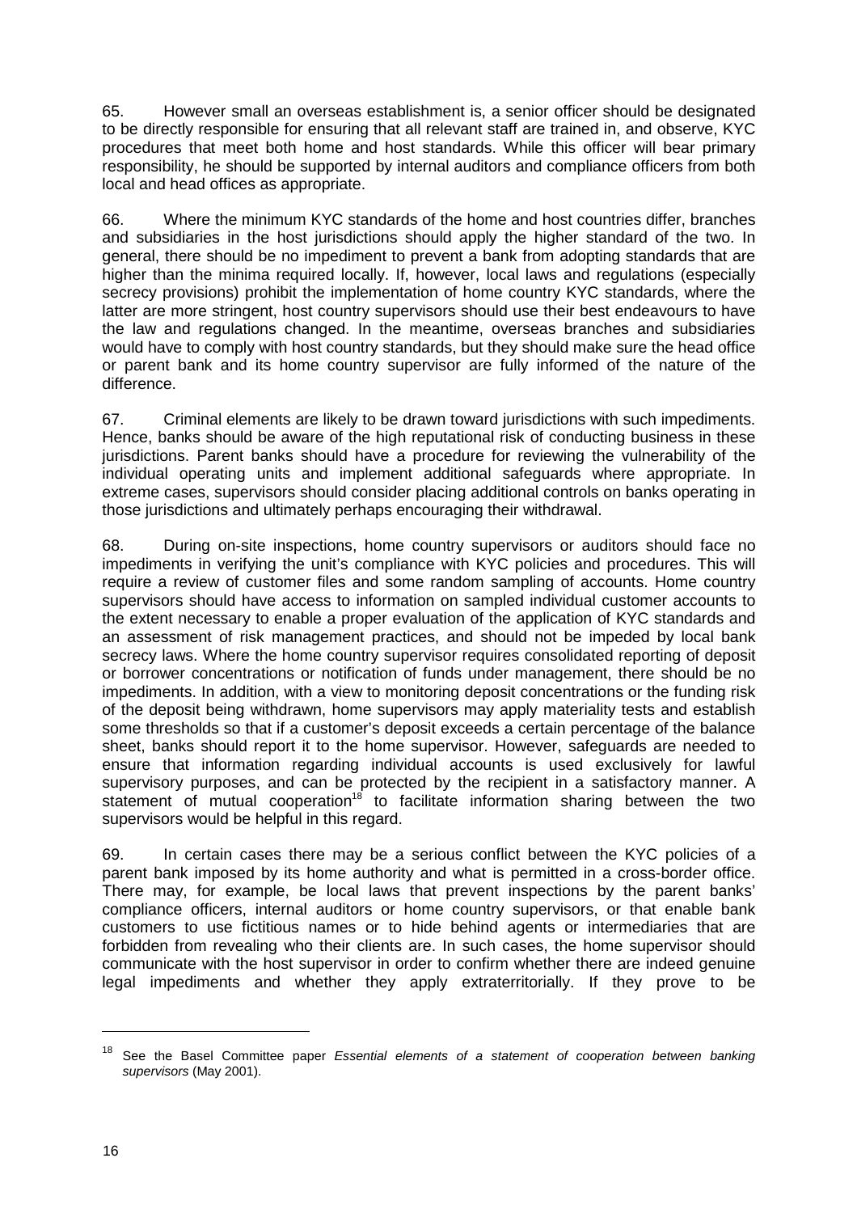65. However small an overseas establishment is, a senior officer should be designated to be directly responsible for ensuring that all relevant staff are trained in, and observe, KYC procedures that meet both home and host standards. While this officer will bear primary responsibility, he should be supported by internal auditors and compliance officers from both local and head offices as appropriate.

66. Where the minimum KYC standards of the home and host countries differ, branches and subsidiaries in the host jurisdictions should apply the higher standard of the two. In general, there should be no impediment to prevent a bank from adopting standards that are higher than the minima required locally. If, however, local laws and regulations (especially secrecy provisions) prohibit the implementation of home country KYC standards, where the latter are more stringent, host country supervisors should use their best endeavours to have the law and regulations changed. In the meantime, overseas branches and subsidiaries would have to comply with host country standards, but they should make sure the head office or parent bank and its home country supervisor are fully informed of the nature of the difference.

67. Criminal elements are likely to be drawn toward jurisdictions with such impediments. Hence, banks should be aware of the high reputational risk of conducting business in these jurisdictions. Parent banks should have a procedure for reviewing the vulnerability of the individual operating units and implement additional safeguards where appropriate. In extreme cases, supervisors should consider placing additional controls on banks operating in those jurisdictions and ultimately perhaps encouraging their withdrawal.

68. During on-site inspections, home country supervisors or auditors should face no impediments in verifying the unit's compliance with KYC policies and procedures. This will require a review of customer files and some random sampling of accounts. Home country supervisors should have access to information on sampled individual customer accounts to the extent necessary to enable a proper evaluation of the application of KYC standards and an assessment of risk management practices, and should not be impeded by local bank secrecy laws. Where the home country supervisor requires consolidated reporting of deposit or borrower concentrations or notification of funds under management, there should be no impediments. In addition, with a view to monitoring deposit concentrations or the funding risk of the deposit being withdrawn, home supervisors may apply materiality tests and establish some thresholds so that if a customer's deposit exceeds a certain percentage of the balance sheet, banks should report it to the home supervisor. However, safeguards are needed to ensure that information regarding individual accounts is used exclusively for lawful supervisory purposes, and can be protected by the recipient in a satisfactory manner. A statement of mutual cooperation[18] to facilitate information sharing between the two supervisors would be helpful in this regard.

69. In certain cases there may be a serious conflict between the KYC policies of a parent bank imposed by its home authority and what is permitted in a cross-border office. There may, for example, be local laws that prevent inspections by the parent banks' compliance officers, internal auditors or home country supervisors, or that enable bank customers to use fictitious names or to hide behind agents or intermediaries that are forbidden from revealing who their clients are. In such cases, the home supervisor should communicate with the host supervisor in order to confirm whether there are indeed genuine legal impediments and whether they apply extraterritorially. If they prove to be

[18] See the Basel Committee paper *Essential elements of a statement of cooperation between banking supervisors* (May 2001).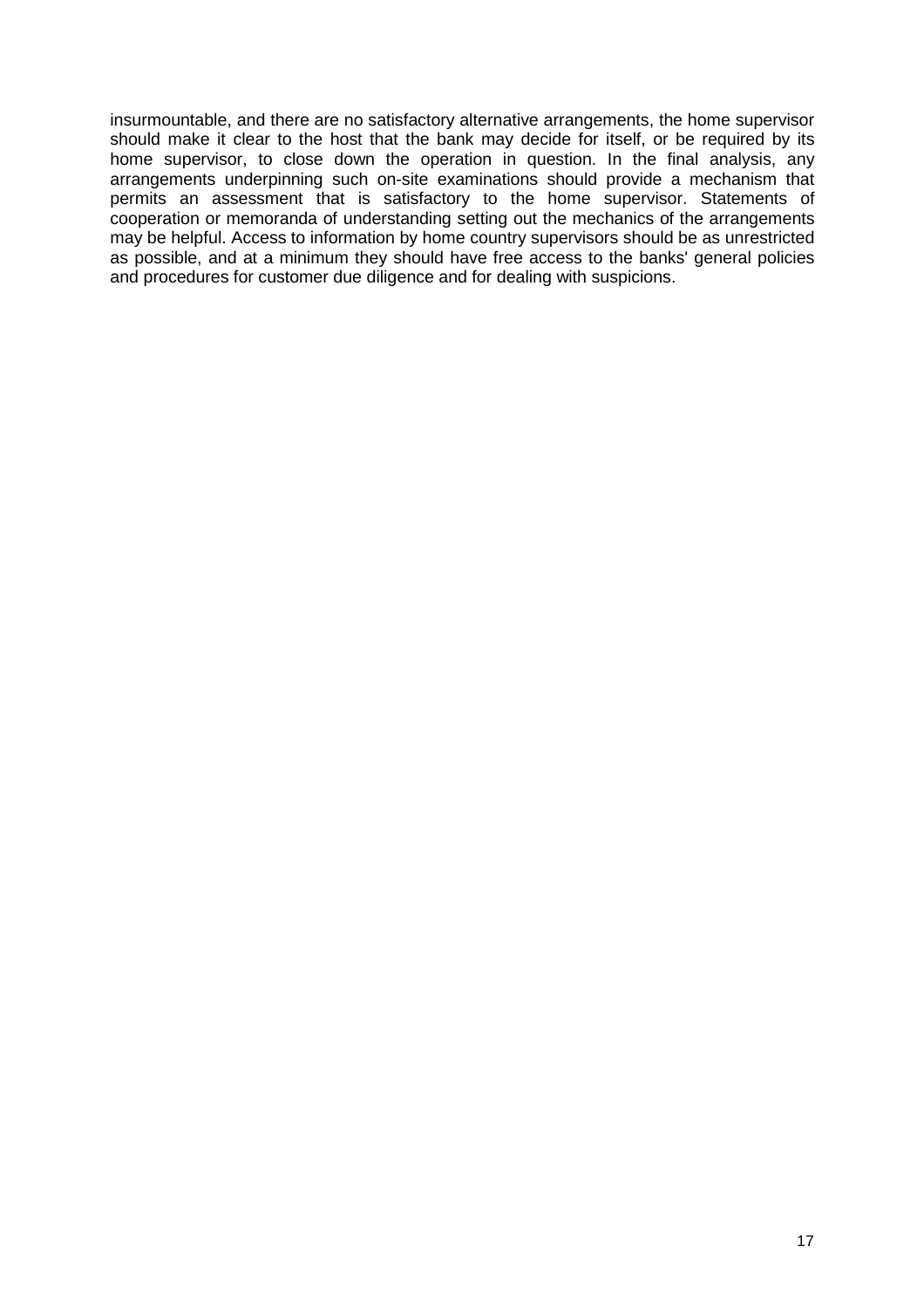insurmountable, and there are no satisfactory alternative arrangements, the home supervisor should make it clear to the host that the bank may decide for itself, or be required by its home supervisor, to close down the operation in question. In the final analysis, any arrangements underpinning such on-site examinations should provide a mechanism that permits an assessment that is satisfactory to the home supervisor. Statements of cooperation or memoranda of understanding setting out the mechanics of the arrangements may be helpful. Access to information by home country supervisors should be as unrestricted as possible, and at a minimum they should have free access to the banks' general policies and procedures for customer due diligence and for dealing with suspicions.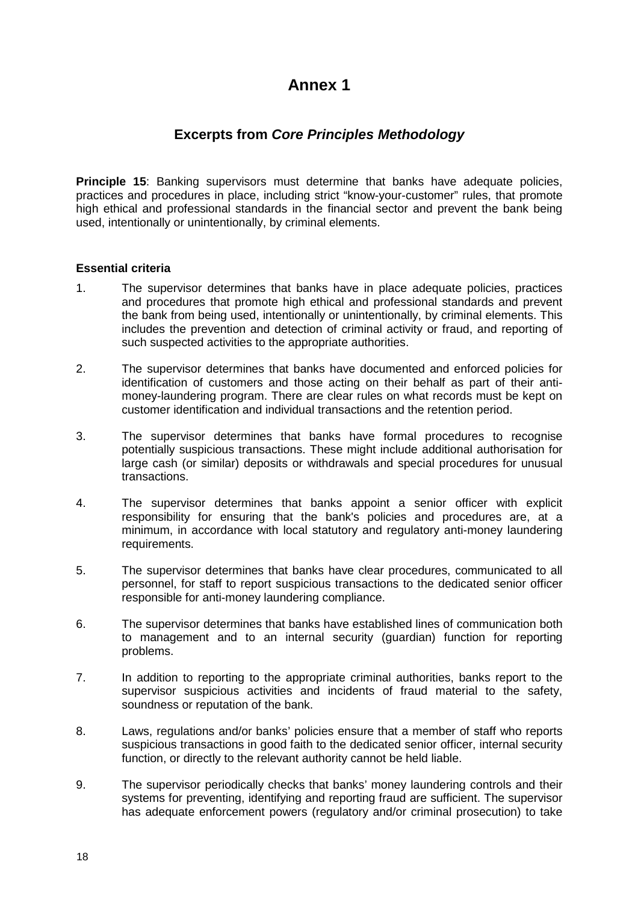# Annex 1

## Excerpts from *Core Principles Methodology*

**Principle 15**: Banking supervisors must determine that banks have adequate policies, practices and procedures in place, including strict "know-your-customer" rules, that promote high ethical and professional standards in the financial sector and prevent the bank being used, intentionally or unintentionally, by criminal elements.

### Essential criteria

1. The supervisor determines that banks have in place adequate policies, practices and procedures that promote high ethical and professional standards and prevent the bank from being used, intentionally or unintentionally, by criminal elements. This includes the prevention and detection of criminal activity or fraud, and reporting of such suspected activities to the appropriate authorities.

2. The supervisor determines that banks have documented and enforced policies for identification of customers and those acting on their behalf as part of their anti-money-laundering program. There are clear rules on what records must be kept on customer identification and individual transactions and the retention period.

3. The supervisor determines that banks have formal procedures to recognise potentially suspicious transactions. These might include additional authorisation for large cash (or similar) deposits or withdrawals and special procedures for unusual transactions.

4. The supervisor determines that banks appoint a senior officer with explicit responsibility for ensuring that the bank's policies and procedures are, at a minimum, in accordance with local statutory and regulatory anti-money laundering requirements.

5. The supervisor determines that banks have clear procedures, communicated to all personnel, for staff to report suspicious transactions to the dedicated senior officer responsible for anti-money laundering compliance.

6. The supervisor determines that banks have established lines of communication both to management and to an internal security (guardian) function for reporting problems.

7. In addition to reporting to the appropriate criminal authorities, banks report to the supervisor suspicious activities and incidents of fraud material to the safety, soundness or reputation of the bank.

8. Laws, regulations and/or banks' policies ensure that a member of staff who reports suspicious transactions in good faith to the dedicated senior officer, internal security function, or directly to the relevant authority cannot be held liable.

9. The supervisor periodically checks that banks' money laundering controls and their systems for preventing, identifying and reporting fraud are sufficient. The supervisor has adequate enforcement powers (regulatory and/or criminal prosecution) to take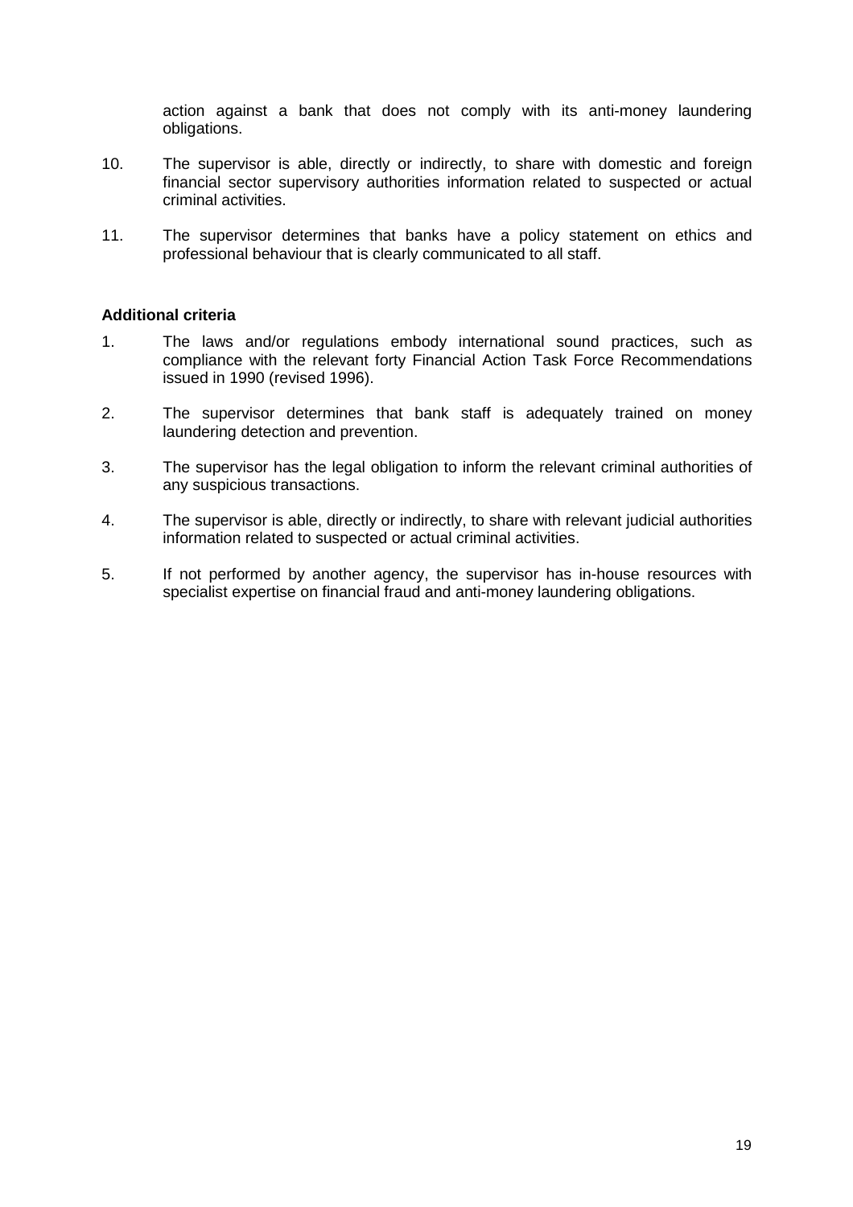action against a bank that does not comply with its anti-money laundering obligations.

10. The supervisor is able, directly or indirectly, to share with domestic and foreign financial sector supervisory authorities information related to suspected or actual criminal activities.

11. The supervisor determines that banks have a policy statement on ethics and professional behaviour that is clearly communicated to all staff.

**Additional criteria**

1. The laws and/or regulations embody international sound practices, such as compliance with the relevant forty Financial Action Task Force Recommendations issued in 1990 (revised 1996).

2. The supervisor determines that bank staff is adequately trained on money laundering detection and prevention.

3. The supervisor has the legal obligation to inform the relevant criminal authorities of any suspicious transactions.

4. The supervisor is able, directly or indirectly, to share with relevant judicial authorities information related to suspected or actual criminal activities.

5. If not performed by another agency, the supervisor has in-house resources with specialist expertise on financial fraud and anti-money laundering obligations.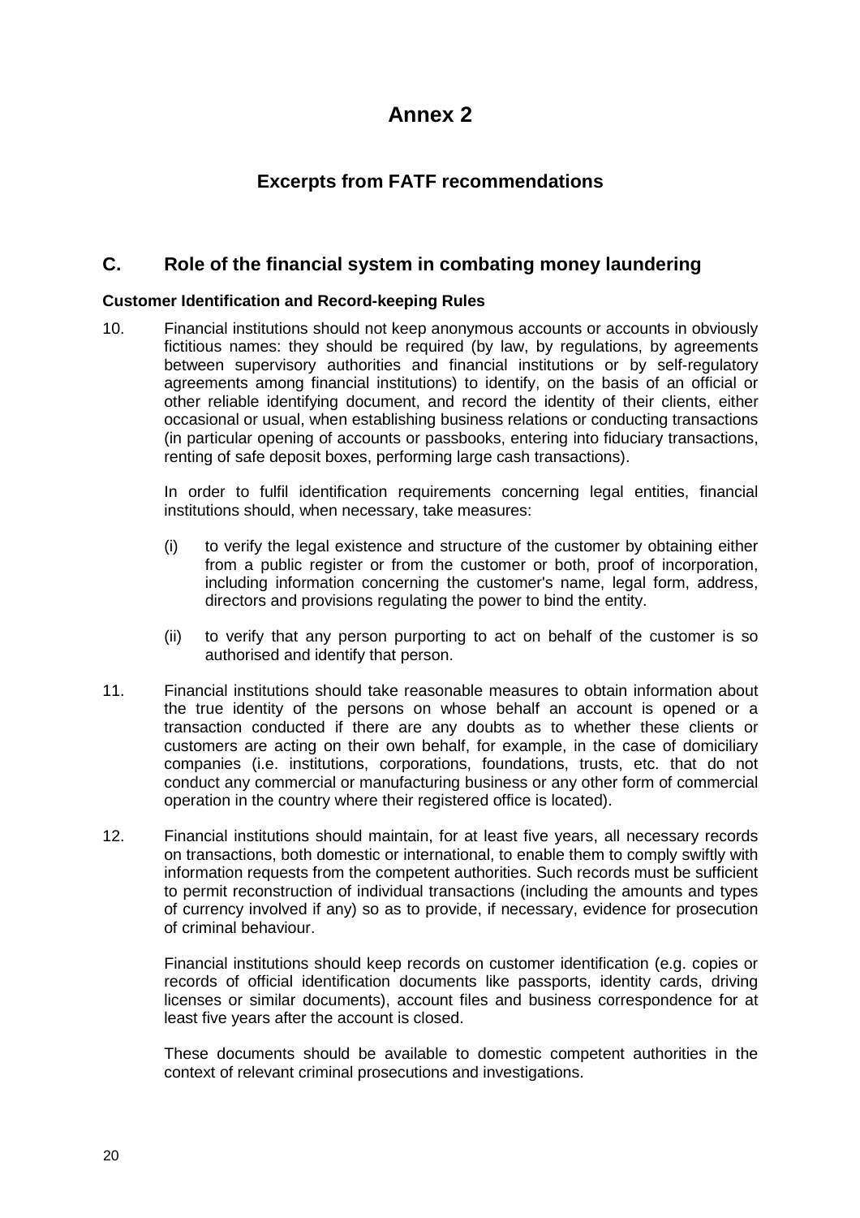# Annex 2

## Excerpts from FATF recommendations

## C. Role of the financial system in combating money laundering

**Customer Identification and Record-keeping Rules**

10. Financial institutions should not keep anonymous accounts or accounts in obviously fictitious names: they should be required (by law, by regulations, by agreements between supervisory authorities and financial institutions or by self-regulatory agreements among financial institutions) to identify, on the basis of an official or other reliable identifying document, and record the identity of their clients, either occasional or usual, when establishing business relations or conducting transactions (in particular opening of accounts or passbooks, entering into fiduciary transactions, renting of safe deposit boxes, performing large cash transactions).

    In order to fulfil identification requirements concerning legal entities, financial institutions should, when necessary, take measures:

    (i) to verify the legal existence and structure of the customer by obtaining either from a public register or from the customer or both, proof of incorporation, including information concerning the customer's name, legal form, address, directors and provisions regulating the power to bind the entity.

    (ii) to verify that any person purporting to act on behalf of the customer is so authorised and identify that person.

11. Financial institutions should take reasonable measures to obtain information about the true identity of the persons on whose behalf an account is opened or a transaction conducted if there are any doubts as to whether these clients or customers are acting on their own behalf, for example, in the case of domiciliary companies (i.e. institutions, corporations, foundations, trusts, etc. that do not conduct any commercial or manufacturing business or any other form of commercial operation in the country where their registered office is located).

12. Financial institutions should maintain, for at least five years, all necessary records on transactions, both domestic or international, to enable them to comply swiftly with information requests from the competent authorities. Such records must be sufficient to permit reconstruction of individual transactions (including the amounts and types of currency involved if any) so as to provide, if necessary, evidence for prosecution of criminal behaviour.

    Financial institutions should keep records on customer identification (e.g. copies or records of official identification documents like passports, identity cards, driving licenses or similar documents), account files and business correspondence for at least five years after the account is closed.

    These documents should be available to domestic competent authorities in the context of relevant criminal prosecutions and investigations.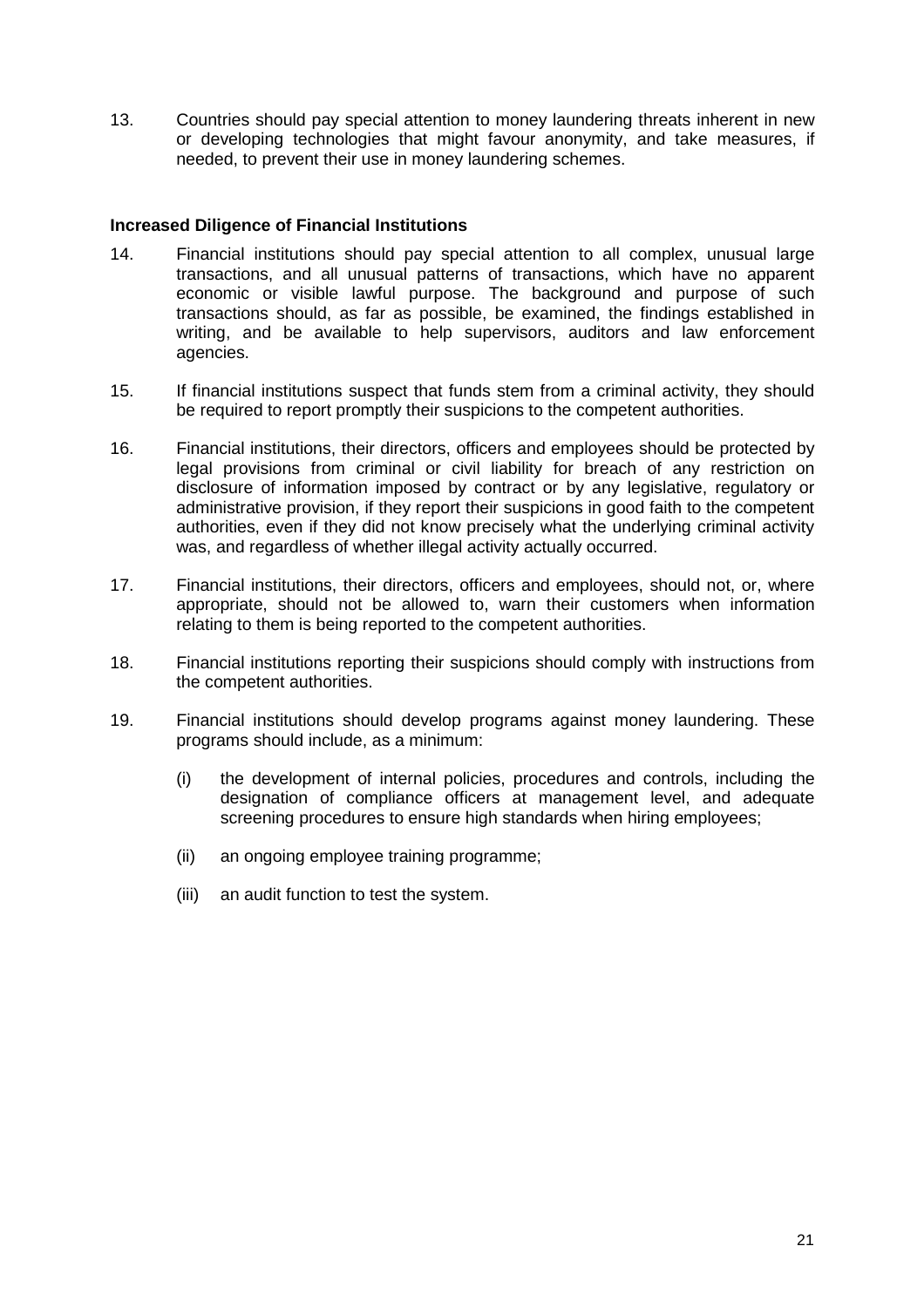13. Countries should pay special attention to money laundering threats inherent in new or developing technologies that might favour anonymity, and take measures, if needed, to prevent their use in money laundering schemes.

**Increased Diligence of Financial Institutions**

14. Financial institutions should pay special attention to all complex, unusual large transactions, and all unusual patterns of transactions, which have no apparent economic or visible lawful purpose. The background and purpose of such transactions should, as far as possible, be examined, the findings established in writing, and be available to help supervisors, auditors and law enforcement agencies.

15. If financial institutions suspect that funds stem from a criminal activity, they should be required to report promptly their suspicions to the competent authorities.

16. Financial institutions, their directors, officers and employees should be protected by legal provisions from criminal or civil liability for breach of any restriction on disclosure of information imposed by contract or by any legislative, regulatory or administrative provision, if they report their suspicions in good faith to the competent authorities, even if they did not know precisely what the underlying criminal activity was, and regardless of whether illegal activity actually occurred.

17. Financial institutions, their directors, officers and employees, should not, or, where appropriate, should not be allowed to, warn their customers when information relating to them is being reported to the competent authorities.

18. Financial institutions reporting their suspicions should comply with instructions from the competent authorities.

19. Financial institutions should develop programs against money laundering. These programs should include, as a minimum:

    (i) the development of internal policies, procedures and controls, including the designation of compliance officers at management level, and adequate screening procedures to ensure high standards when hiring employees;

    (ii) an ongoing employee training programme;

    (iii) an audit function to test the system.